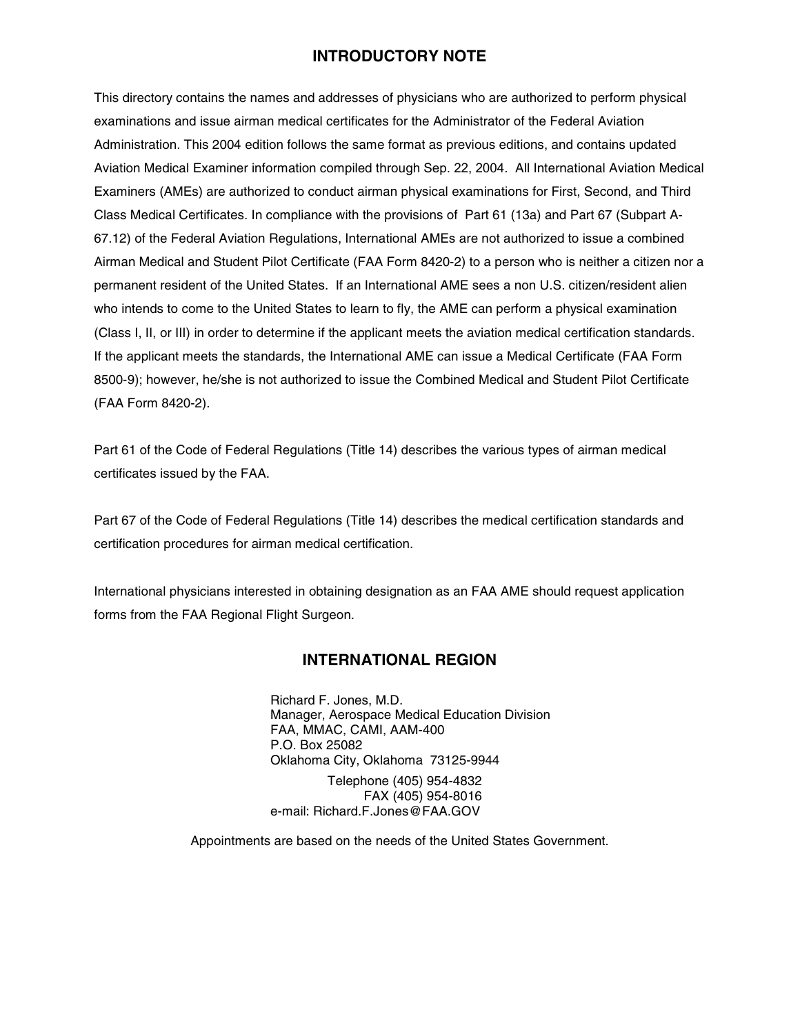## INTRODUCTORY NOTE

This directory contains the names and addresses of physicians who are authorized to perform physical examinations and issue airman medical certificates for the Administrator of the Federal Aviation Administration. This 2004 edition follows the same format as previous editions, and contains updated Aviation Medical Examiner information compiled through Sep. 22, 2004. All International Aviation Medical Examiners (AMEs) are authorized to conduct airman physical examinations for First, Second, and Third Class Medical Certificates. In compliance with the provisions of Part 61 (13a) and Part 67 (Subpart A-67.12) of the Federal Aviation Regulations, International AMEs are not authorized to issue a combined Airman Medical and Student Pilot Certificate (FAA Form 8420-2) to a person who is neither a citizen nor a permanent resident of the United States. If an International AME sees a non U.S. citizen/resident alien who intends to come to the United States to learn to fly, the AME can perform a physical examination (Class I, II, or III) in order to determine if the applicant meets the aviation medical certification standards. If the applicant meets the standards, the International AME can issue a Medical Certificate (FAA Form 8500-9); however, he/she is not authorized to issue the Combined Medical and Student Pilot Certificate (FAA Form 8420-2).

Part 61 of the Code of Federal Regulations (Title 14) describes the various types of airman medical certificates issued by the FAA.

Part 67 of the Code of Federal Regulations (Title 14) describes the medical certification standards and certification procedures for airman medical certification.

International physicians interested in obtaining designation as an FAA AME should request application forms from the FAA Regional Flight Surgeon.

## INTERNATIONAL REGION

Richard F. Jones, M.D.
Manager, Aerospace Medical Education Division
FAA, MMAC, CAMI, AAM-400
P.O. Box 25082
Oklahoma City, Oklahoma 73125-9944

Telephone (405) 954-4832
FAX (405) 954-8016
e-mail: Richard.F.Jones@FAA.GOV

Appointments are based on the needs of the United States Government.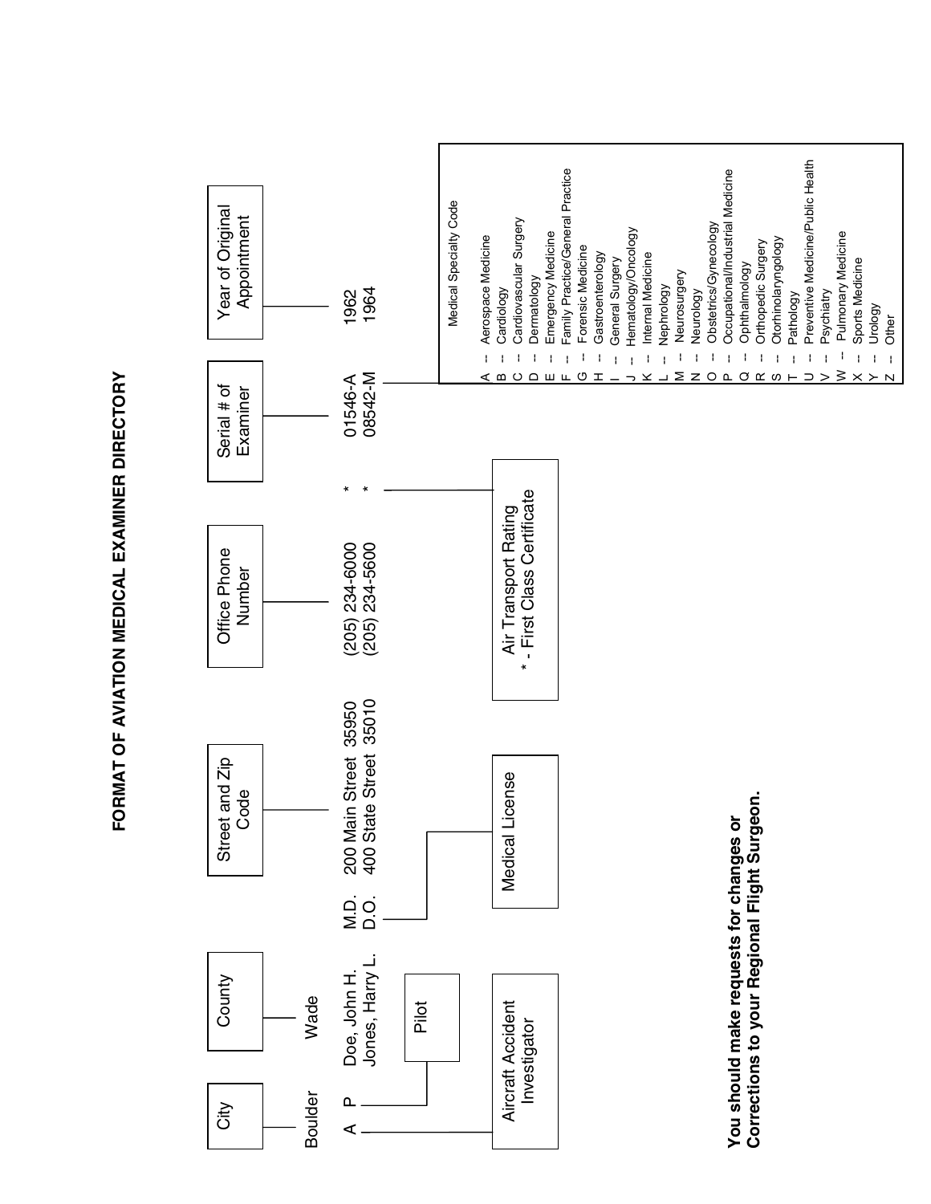# FORMAT OF AVIATION MEDICAL EXAMINER DIRECTORY

| City | County | | Street and Zip Code | Office Phone Number | | Serial # of Examiner | Year of Original Appointment |
|---|---|---|---|---|---|---|---|
| Boulder | Wade | | | | | | |
| A | Doe, John H. | M.D. | 200 Main Street 35950 | (205) 234-6000 | * | 01546-A | 1962 |
| P | Jones, Harry L. | D.O. | 400 State Street 35010 | (205) 234-5600 | * | 08542-M | 1964 |

- A — Aircraft Accident Investigator
- P — Pilot
- M.D. / D.O. — Medical License
- \* — Air Transport Rating - First Class Certificate
- Letter after serial number — Medical Specialty Code

**Medical Specialty Code**

- A -- Aerospace Medicine
- B -- Cardiology
- C -- Cardiovascular Surgery
- D -- Dermatology
- E -- Emergency Medicine
- F -- Family Practice/General Practice
- G -- Forensic Medicine
- H -- Gastroenterology
- I -- General Surgery
- J -- Hematology/Oncology
- K -- Internal Medicine
- L -- Nephrology
- M -- Neurosurgery
- N -- Neurology
- O -- Obstetrics/Gynecology
- P -- Occupational/Industrial Medicine
- Q -- Ophthalmology
- R -- Orthopedic Surgery
- S -- Otorhinolaryngology
- T -- Pathology
- U -- Preventive Medicine/Public Health
- V -- Psychiatry
- W -- Pulmonary Medicine
- X -- Sports Medicine
- Y -- Urology
- Z -- Other

**You should make requests for changes or Corrections to your Regional Flight Surgeon.**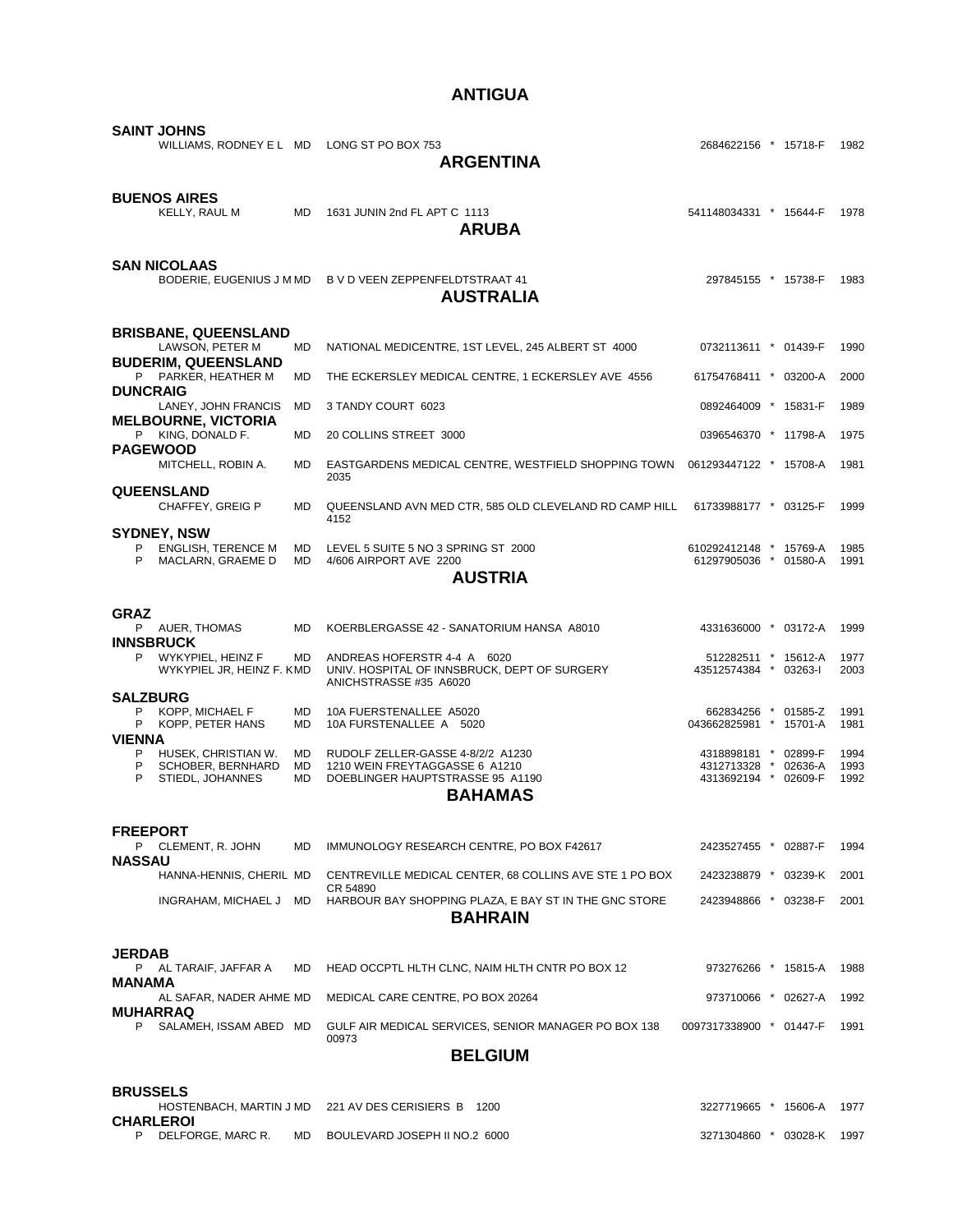## ANTIGUA

### SAINT JOHNS

| | Name | Degree | Address | Phone | | Code | Year |
|---|---|---|---|---|---|---|---|
| | WILLIAMS, RODNEY E L | MD | LONG ST PO BOX 753 | 2684622156 | * | 15718-F | 1982 |

## ARGENTINA

### BUENOS AIRES

| | Name | Degree | Address | Phone | | Code | Year |
|---|---|---|---|---|---|---|---|
| | KELLY, RAUL M | MD | 1631 JUNIN 2nd FL APT C 1113 | 541148034331 | * | 15644-F | 1978 |

## ARUBA

### SAN NICOLAAS

| | Name | Degree | Address | Phone | | Code | Year |
|---|---|---|---|---|---|---|---|
| | BODERIE, EUGENIUS J M | MD | B V D VEEN ZEPPENFELDTSTRAAT 41 | 297845155 | * | 15738-F | 1983 |

## AUSTRALIA

| | Name | Degree | Address | Phone | | Code | Year |
|---|---|---|---|---|---|---|---|
| **BRISBANE, QUEENSLAND** | | | | | | | |
| | LAWSON, PETER M | MD | NATIONAL MEDICENTRE, 1ST LEVEL, 245 ALBERT ST 4000 | 0732113611 | * | 01439-F | 1990 |
| **BUDERIM, QUEENSLAND** | | | | | | | |
| P | PARKER, HEATHER M | MD | THE ECKERSLEY MEDICAL CENTRE, 1 ECKERSLEY AVE 4556 | 61754768411 | * | 03200-A | 2000 |
| **DUNCRAIG** | | | | | | | |
| | LANEY, JOHN FRANCIS | MD | 3 TANDY COURT 6023 | 0892464009 | * | 15831-F | 1989 |
| **MELBOURNE, VICTORIA** | | | | | | | |
| P | KING, DONALD F. | MD | 20 COLLINS STREET 3000 | 0396546370 | * | 11798-A | 1975 |
| **PAGEWOOD** | | | | | | | |
| | MITCHELL, ROBIN A. | MD | EASTGARDENS MEDICAL CENTRE, WESTFIELD SHOPPING TOWN 2035 | 061293447122 | * | 15708-A | 1981 |
| **QUEENSLAND** | | | | | | | |
| | CHAFFEY, GREIG P | MD | QUEENSLAND AVN MED CTR, 585 OLD CLEVELAND RD CAMP HILL 4152 | 61733988177 | * | 03125-F | 1999 |
| **SYDNEY, NSW** | | | | | | | |
| P | ENGLISH, TERENCE M | MD | LEVEL 5 SUITE 5 NO 3 SPRING ST 2000 | 610292412148 | * | 15769-A | 1985 |
| P | MACLARN, GRAEME D | MD | 4/606 AIRPORT AVE 2200 | 61297905036 | * | 01580-A | 1991 |

## AUSTRIA

| | Name | Degree | Address | Phone | | Code | Year |
|---|---|---|---|---|---|---|---|
| **GRAZ** | | | | | | | |
| P | AUER, THOMAS | MD | KOERBLERGASSE 42 - SANATORIUM HANSA A8010 | 4331636000 | * | 03172-A | 1999 |
| **INNSBRUCK** | | | | | | | |
| P | WYKYPIEL, HEINZ F | MD | ANDREAS HOFERSTR 4-4 A 6020 | 512282511 | * | 15612-A | 1977 |
| | WYKYPIEL JR, HEINZ F. K | MD | UNIV. HOSPITAL OF INNSBRUCK, DEPT OF SURGERY ANICHSTRASSE #35 A6020 | 43512574384 | * | 03263-I | 2003 |
| **SALZBURG** | | | | | | | |
| P | KOPP, MICHAEL F | MD | 10A FUERSTENALLEE A5020 | 662834256 | * | 01585-Z | 1991 |
| P | KOPP, PETER HANS | MD | 10A FURSTENALLEE A 5020 | 043662825981 | * | 15701-A | 1981 |
| **VIENNA** | | | | | | | |
| P | HUSEK, CHRISTIAN W. | MD | RUDOLF ZELLER-GASSE 4-8/2/2 A1230 | 4318898181 | * | 02899-F | 1994 |
| P | SCHOBER, BERNHARD | MD | 1210 WEIN FREYTAGGASSE 6 A1210 | 4312713328 | * | 02636-A | 1993 |
| P | STIEDL, JOHANNES | MD | DOEBLINGER HAUPTSTRASSE 95 A1190 | 4313692194 | * | 02609-F | 1992 |

## BAHAMAS

| | Name | Degree | Address | Phone | | Code | Year |
|---|---|---|---|---|---|---|---|
| **FREEPORT** | | | | | | | |
| P | CLEMENT, R. JOHN | MD | IMMUNOLOGY RESEARCH CENTRE, PO BOX F42617 | 2423527455 | * | 02887-F | 1994 |
| **NASSAU** | | | | | | | |
| | HANNA-HENNIS, CHERIL | MD | CENTREVILLE MEDICAL CENTER, 68 COLLINS AVE STE 1 PO BOX CR 54890 | 2423238879 | * | 03239-K | 2001 |
| | INGRAHAM, MICHAEL J | MD | HARBOUR BAY SHOPPING PLAZA, E BAY ST IN THE GNC STORE | 2423948866 | * | 03238-F | 2001 |

## BAHRAIN

| | Name | Degree | Address | Phone | | Code | Year |
|---|---|---|---|---|---|---|---|
| **JERDAB** | | | | | | | |
| P | AL TARAIF, JAFFAR A | MD | HEAD OCCPTL HLTH CLNC, NAIM HLTH CNTR PO BOX 12 | 973276266 | * | 15815-A | 1988 |
| **MANAMA** | | | | | | | |
| | AL SAFAR, NADER AHME | MD | MEDICAL CARE CENTRE, PO BOX 20264 | 973710066 | * | 02627-A | 1992 |
| **MUHARRAQ** | | | | | | | |
| P | SALAMEH, ISSAM ABED | MD | GULF AIR MEDICAL SERVICES, SENIOR MANAGER PO BOX 138 00973 | 0097317338900 | * | 01447-F | 1991 |

## BELGIUM

| | Name | Degree | Address | Phone | | Code | Year |
|---|---|---|---|---|---|---|---|
| **BRUSSELS** | | | | | | | |
| | HOSTENBACH, MARTIN J | MD | 221 AV DES CERISIERS B 1200 | 3227719665 | * | 15606-A | 1977 |
| **CHARLEROI** | | | | | | | |
| P | DELFORGE, MARC R. | MD | BOULEVARD JOSEPH II NO.2 6000 | 3271304860 | * | 03028-K | 1997 |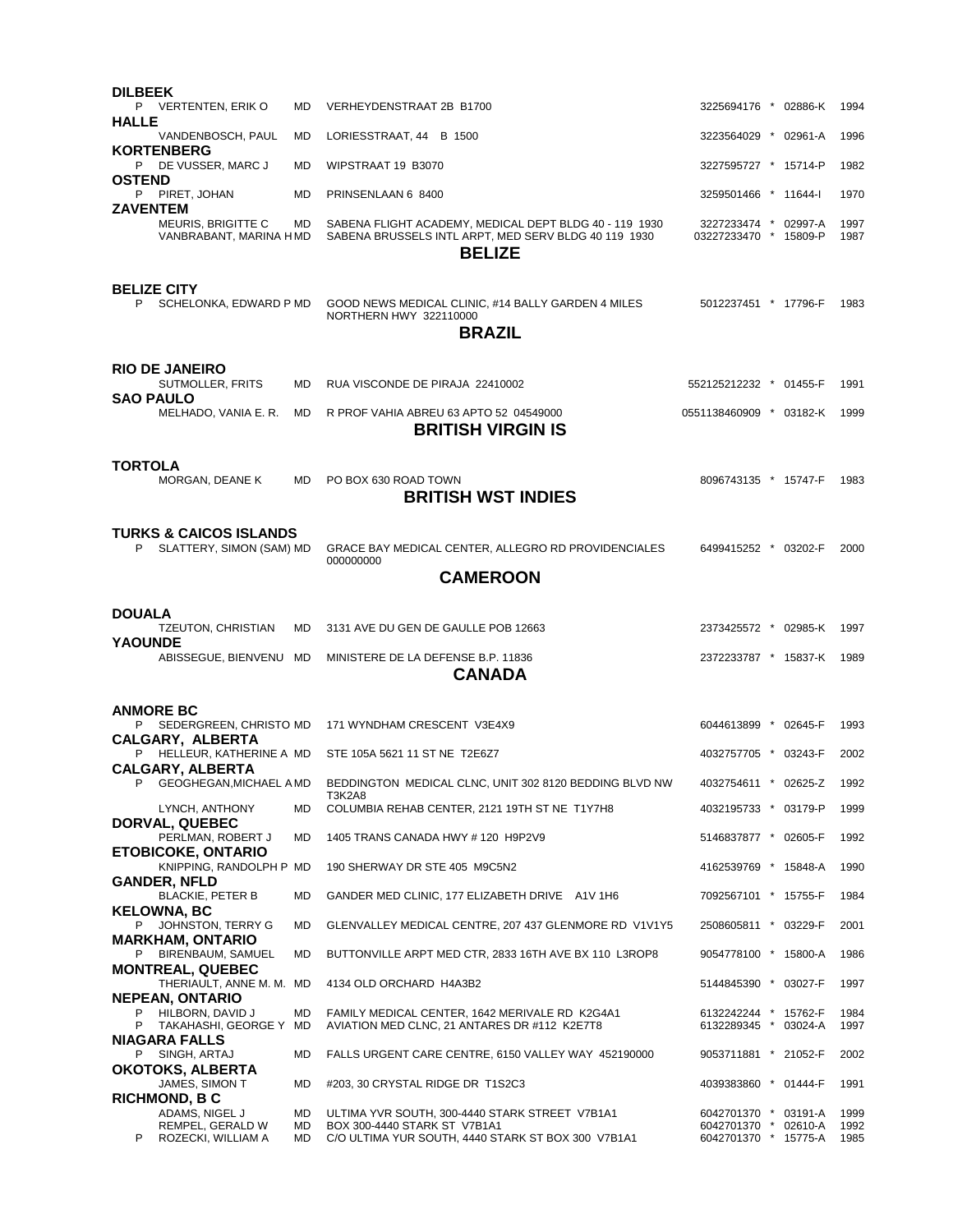**DILBEEK**

| | Name | | Address | Phone | | ID | Year |
|---|---|---|---|---|---|---|---|
| P | VERTENTEN, ERIK O | MD | VERHEYDENSTRAAT 2B B1700 | 3225694176 | * | 02886-K | 1994 |

**HALLE**

| | Name | | Address | Phone | | ID | Year |
|---|---|---|---|---|---|---|---|
| | VANDENBOSCH, PAUL | MD | LORIESSTRAAT, 44 B 1500 | 3223564029 | * | 02961-A | 1996 |

**KORTENBERG**

| | Name | | Address | Phone | | ID | Year |
|---|---|---|---|---|---|---|---|
| P | DE VUSSER, MARC J | MD | WIPSTRAAT 19 B3070 | 3227595727 | * | 15714-P | 1982 |

**OSTEND**

| | Name | | Address | Phone | | ID | Year |
|---|---|---|---|---|---|---|---|
| P | PIRET, JOHAN | MD | PRINSENLAAN 6 8400 | 3259501466 | * | 11644-I | 1970 |

**ZAVENTEM**

| | Name | | Address | Phone | | ID | Year |
|---|---|---|---|---|---|---|---|
| | MEURIS, BRIGITTE C | MD | SABENA FLIGHT ACADEMY, MEDICAL DEPT BLDG 40 - 119 1930 | 3227233474 | * | 02997-A | 1997 |
| | VANBRABANT, MARINA H | MD | SABENA BRUSSELS INTL ARPT, MED SERV BLDG 40 119 1930 | 03227233470 | * | 15809-P | 1987 |

## BELIZE

**BELIZE CITY**

| | Name | | Address | Phone | | ID | Year |
|---|---|---|---|---|---|---|---|
| P | SCHELONKA, EDWARD P | MD | GOOD NEWS MEDICAL CLINIC, #14 BALLY GARDEN 4 MILES NORTHERN HWY 322110000 | 5012237451 | * | 17796-F | 1983 |

## BRAZIL

**RIO DE JANEIRO**

| | Name | | Address | Phone | | ID | Year |
|---|---|---|---|---|---|---|---|
| | SUTMOLLER, FRITS | MD | RUA VISCONDE DE PIRAJA 22410002 | 552125212232 | * | 01455-F | 1991 |

**SAO PAULO**

| | Name | | Address | Phone | | ID | Year |
|---|---|---|---|---|---|---|---|
| | MELHADO, VANIA E. R. | MD | R PROF VAHIA ABREU 63 APTO 52 04549000 | 0551138460909 | * | 03182-K | 1999 |

## BRITISH VIRGIN IS

**TORTOLA**

| | Name | | Address | Phone | | ID | Year |
|---|---|---|---|---|---|---|---|
| | MORGAN, DEANE K | MD | PO BOX 630 ROAD TOWN | 8096743135 | * | 15747-F | 1983 |

## BRITISH WST INDIES

**TURKS & CAICOS ISLANDS**

| | Name | | Address | Phone | | ID | Year |
|---|---|---|---|---|---|---|---|
| P | SLATTERY, SIMON (SAM) | MD | GRACE BAY MEDICAL CENTER, ALLEGRO RD PROVIDENCIALES 000000000 | 6499415252 | * | 03202-F | 2000 |

## CAMEROON

**DOUALA**

| | Name | | Address | Phone | | ID | Year |
|---|---|---|---|---|---|---|---|
| | TZEUTON, CHRISTIAN | MD | 3131 AVE DU GEN DE GAULLE POB 12663 | 2373425572 | * | 02985-K | 1997 |

**YAOUNDE**

| | Name | | Address | Phone | | ID | Year |
|---|---|---|---|---|---|---|---|
| | ABISSEGUE, BIENVENU | MD | MINISTERE DE LA DEFENSE B.P. 11836 | 2372233787 | * | 15837-K | 1989 |

## CANADA

**ANMORE BC**

| | Name | | Address | Phone | | ID | Year |
|---|---|---|---|---|---|---|---|
| P | SEDERGREEN, CHRISTO | MD | 171 WYNDHAM CRESCENT V3E4X9 | 6044613899 | * | 02645-F | 1993 |

**CALGARY, ALBERTA**

| | Name | | Address | Phone | | ID | Year |
|---|---|---|---|---|---|---|---|
| P | HELLEUR, KATHERINE A | MD | STE 105A 5621 11 ST NE T2E6Z7 | 4032757705 | * | 03243-F | 2002 |

**CALGARY, ALBERTA**

| | Name | | Address | Phone | | ID | Year |
|---|---|---|---|---|---|---|---|
| P | GEOGHEGAN,MICHAEL A | MD | BEDDINGTON MEDICAL CLNC, UNIT 302 8120 BEDDING BLVD NW T3K2A8 | 4032754611 | * | 02625-Z | 1992 |
| | LYNCH, ANTHONY | MD | COLUMBIA REHAB CENTER, 2121 19TH ST NE T1Y7H8 | 4032195733 | * | 03179-P | 1999 |

**DORVAL, QUEBEC**

| | Name | | Address | Phone | | ID | Year |
|---|---|---|---|---|---|---|---|
| | PERLMAN, ROBERT J | MD | 1405 TRANS CANADA HWY # 120 H9P2V9 | 5146837877 | * | 02605-F | 1992 |

**ETOBICOKE, ONTARIO**

| | Name | | Address | Phone | | ID | Year |
|---|---|---|---|---|---|---|---|
| | KNIPPING, RANDOLPH P | MD | 190 SHERWAY DR STE 405 M9C5N2 | 4162539769 | * | 15848-A | 1990 |

**GANDER, NFLD**

| | Name | | Address | Phone | | ID | Year |
|---|---|---|---|---|---|---|---|
| | BLACKIE, PETER B | MD | GANDER MED CLINIC, 177 ELIZABETH DRIVE A1V 1H6 | 7092567101 | * | 15755-F | 1984 |

**KELOWNA, BC**

| | Name | | Address | Phone | | ID | Year |
|---|---|---|---|---|---|---|---|
| P | JOHNSTON, TERRY G | MD | GLENVALLEY MEDICAL CENTRE, 207 437 GLENMORE RD V1V1Y5 | 2508605811 | * | 03229-F | 2001 |

**MARKHAM, ONTARIO**

| | Name | | Address | Phone | | ID | Year |
|---|---|---|---|---|---|---|---|
| P | BIRENBAUM, SAMUEL | MD | BUTTONVILLE ARPT MED CTR, 2833 16TH AVE BX 110 L3ROP8 | 9054778100 | * | 15800-A | 1986 |

**MONTREAL, QUEBEC**

| | Name | | Address | Phone | | ID | Year |
|---|---|---|---|---|---|---|---|
| | THERIAULT, ANNE M. M. | MD | 4134 OLD ORCHARD H4A3B2 | 5144845390 | * | 03027-F | 1997 |

**NEPEAN, ONTARIO**

| | Name | | Address | Phone | | ID | Year |
|---|---|---|---|---|---|---|---|
| P | HILBORN, DAVID J | MD | FAMILY MEDICAL CENTER, 1642 MERIVALE RD K2G4A1 | 6132242244 | * | 15762-F | 1984 |
| P | TAKAHASHI, GEORGE Y | MD | AVIATION MED CLNC, 21 ANTARES DR #112 K2E7T8 | 6132289345 | * | 03024-A | 1997 |

**NIAGARA FALLS**

| | Name | | Address | Phone | | ID | Year |
|---|---|---|---|---|---|---|---|
| P | SINGH, ARTAJ | MD | FALLS URGENT CARE CENTRE, 6150 VALLEY WAY 452190000 | 9053711881 | * | 21052-F | 2002 |

**OKOTOKS, ALBERTA**

| | Name | | Address | Phone | | ID | Year |
|---|---|---|---|---|---|---|---|
| | JAMES, SIMON T | MD | #203, 30 CRYSTAL RIDGE DR T1S2C3 | 4039383860 | * | 01444-F | 1991 |

**RICHMOND, B C**

| | Name | | Address | Phone | | ID | Year |
|---|---|---|---|---|---|---|---|
| | ADAMS, NIGEL J | MD | ULTIMA YVR SOUTH, 300-4440 STARK STREET V7B1A1 | 6042701370 | * | 03191-A | 1999 |
| | REMPEL, GERALD W | MD | BOX 300-4440 STARK ST V7B1A1 | 6042701370 | * | 02610-A | 1992 |
| P | ROZECKI, WILLIAM A | MD | C/O ULTIMA YUR SOUTH, 4440 STARK ST BOX 300 V7B1A1 | 6042701370 | * | 15775-A | 1985 |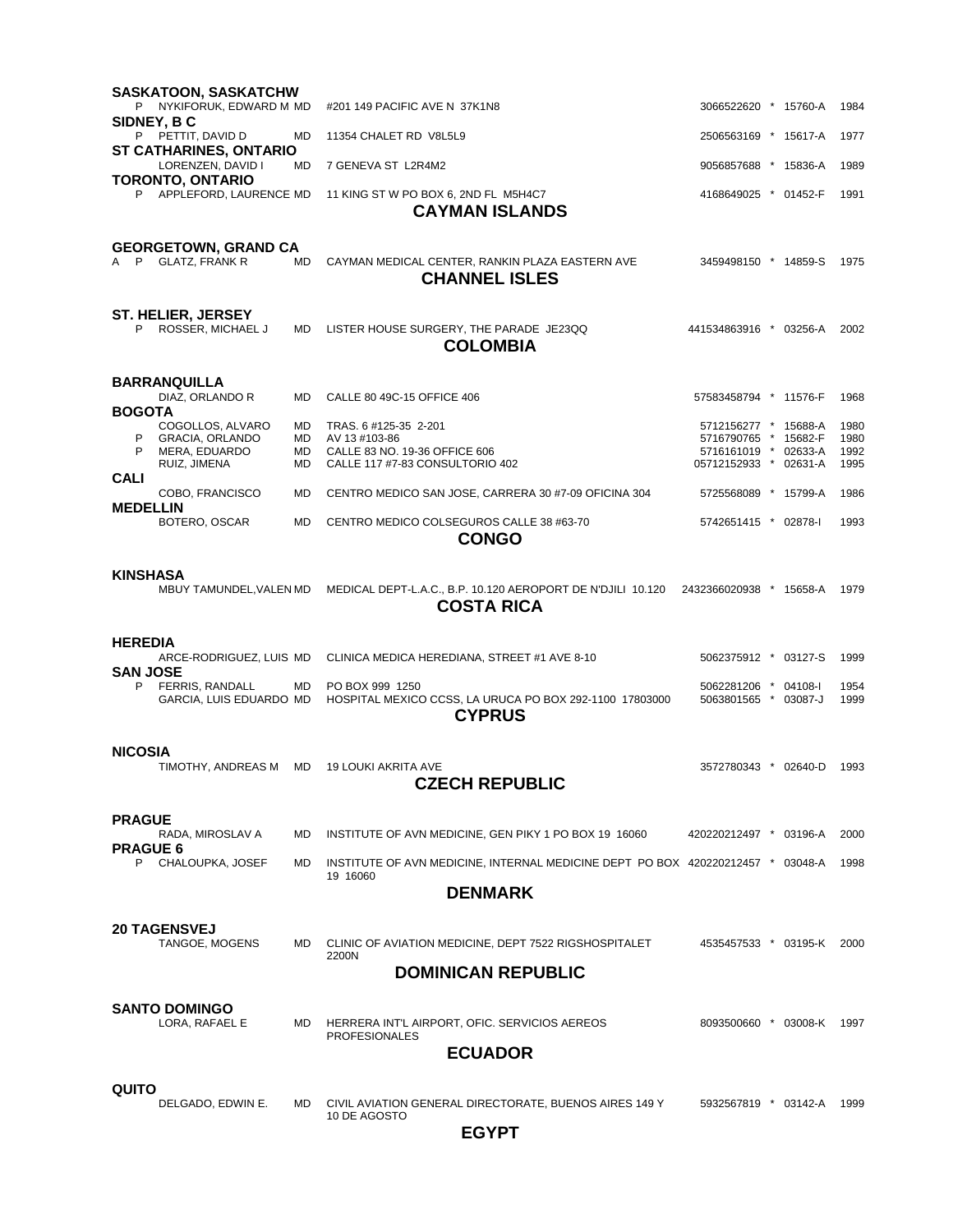### SASKATOON, SASKATCHW

| | | | | | | |
|---|---|---|---|---|---|---|
| P | NYKIFORUK, EDWARD M | MD | #201 149 PACIFIC AVE N 37K1N8 | 3066522620 * | 15760-A | 1984 |

### SIDNEY, B C

| | | | | | | |
|---|---|---|---|---|---|---|
| P | PETTIT, DAVID D | MD | 11354 CHALET RD V8L5L9 | 2506563169 * | 15617-A | 1977 |

### ST CATHARINES, ONTARIO

| | | | | | | |
|---|---|---|---|---|---|---|
| | LORENZEN, DAVID I | MD | 7 GENEVA ST L2R4M2 | 9056857688 * | 15836-A | 1989 |

### TORONTO, ONTARIO

| | | | | | | |
|---|---|---|---|---|---|---|
| P | APPLEFORD, LAURENCE | MD | 11 KING ST W PO BOX 6, 2ND FL M5H4C7 | 4168649025 * | 01452-F | 1991 |

## CAYMAN ISLANDS

### GEORGETOWN, GRAND CA

| | | | | | | |
|---|---|---|---|---|---|---|
| A P | GLATZ, FRANK R | MD | CAYMAN MEDICAL CENTER, RANKIN PLAZA EASTERN AVE | 3459498150 * | 14859-S | 1975 |

## CHANNEL ISLES

### ST. HELIER, JERSEY

| | | | | | | |
|---|---|---|---|---|---|---|
| P | ROSSER, MICHAEL J | MD | LISTER HOUSE SURGERY, THE PARADE JE23QQ | 441534863916 * | 03256-A | 2002 |

## COLOMBIA

### BARRANQUILLA

| | | | | | | |
|---|---|---|---|---|---|---|
| | DIAZ, ORLANDO R | MD | CALLE 80 49C-15 OFFICE 406 | 57583458794 * | 11576-F | 1968 |

### BOGOTA

| | | | | | | |
|---|---|---|---|---|---|---|
| | COGOLLOS, ALVARO | MD | TRAS. 6 #125-35 2-201 | 5712156277 * | 15688-A | 1980 |
| P | GRACIA, ORLANDO | MD | AV 13 #103-86 | 5716790765 * | 15682-F | 1980 |
| P | MERA, EDUARDO | MD | CALLE 83 NO. 19-36 OFFICE 606 | 5716161019 * | 02633-A | 1992 |
| | RUIZ, JIMENA | MD | CALLE 117 #7-83 CONSULTORIO 402 | 05712152933 * | 02631-A | 1995 |

### CALI

| | | | | | | |
|---|---|---|---|---|---|---|
| | COBO, FRANCISCO | MD | CENTRO MEDICO SAN JOSE, CARRERA 30 #7-09 OFICINA 304 | 5725568089 * | 15799-A | 1986 |

### MEDELLIN

| | | | | | | |
|---|---|---|---|---|---|---|
| | BOTERO, OSCAR | MD | CENTRO MEDICO COLSEGUROS CALLE 38 #63-70 | 5742651415 * | 02878-I | 1993 |

## CONGO

### KINSHASA

| | | | | | | |
|---|---|---|---|---|---|---|
| | MBUY TAMUNDEL,VALEN | MD | MEDICAL DEPT-L.A.C., B.P. 10.120 AEROPORT DE N'DJILI 10.120 | 2432366020938 * | 15658-A | 1979 |

## COSTA RICA

### HEREDIA

| | | | | | | |
|---|---|---|---|---|---|---|
| | ARCE-RODRIGUEZ, LUIS | MD | CLINICA MEDICA HEREDIANA, STREET #1 AVE 8-10 | 5062375912 * | 03127-S | 1999 |

### SAN JOSE

| | | | | | | |
|---|---|---|---|---|---|---|
| P | FERRIS, RANDALL | MD | PO BOX 999 1250 | 5062281206 * | 04108-I | 1954 |
| | GARCIA, LUIS EDUARDO | MD | HOSPITAL MEXICO CCSS, LA URUCA PO BOX 292-1100 17803000 | 5063801565 * | 03087-J | 1999 |

## CYPRUS

### NICOSIA

| | | | | | | |
|---|---|---|---|---|---|---|
| | TIMOTHY, ANDREAS M | MD | 19 LOUKI AKRITA AVE | 3572780343 * | 02640-D | 1993 |

## CZECH REPUBLIC

### PRAGUE

| | | | | | | |
|---|---|---|---|---|---|---|
| | RADA, MIROSLAV A | MD | INSTITUTE OF AVN MEDICINE, GEN PIKY 1 PO BOX 19 16060 | 420220212497 * | 03196-A | 2000 |

### PRAGUE 6

| | | | | | | |
|---|---|---|---|---|---|---|
| P | CHALOUPKA, JOSEF | MD | INSTITUTE OF AVN MEDICINE, INTERNAL MEDICINE DEPT PO BOX 19 16060 | 420220212457 * | 03048-A | 1998 |

## DENMARK

### 20 TAGENSVEJ

| | | | | | | |
|---|---|---|---|---|---|---|
| | TANGOE, MOGENS | MD | CLINIC OF AVIATION MEDICINE, DEPT 7522 RIGSHOSPITALET 2200N | 4535457533 * | 03195-K | 2000 |

## DOMINICAN REPUBLIC

### SANTO DOMINGO

| | | | | | | |
|---|---|---|---|---|---|---|
| | LORA, RAFAEL E | MD | HERRERA INT'L AIRPORT, OFIC. SERVICIOS AEREOS PROFESIONALES | 8093500660 * | 03008-K | 1997 |

## ECUADOR

### QUITO

| | | | | | | |
|---|---|---|---|---|---|---|
| | DELGADO, EDWIN E. | MD | CIVIL AVIATION GENERAL DIRECTORATE, BUENOS AIRES 149 Y 10 DE AGOSTO | 5932567819 * | 03142-A | 1999 |

## EGYPT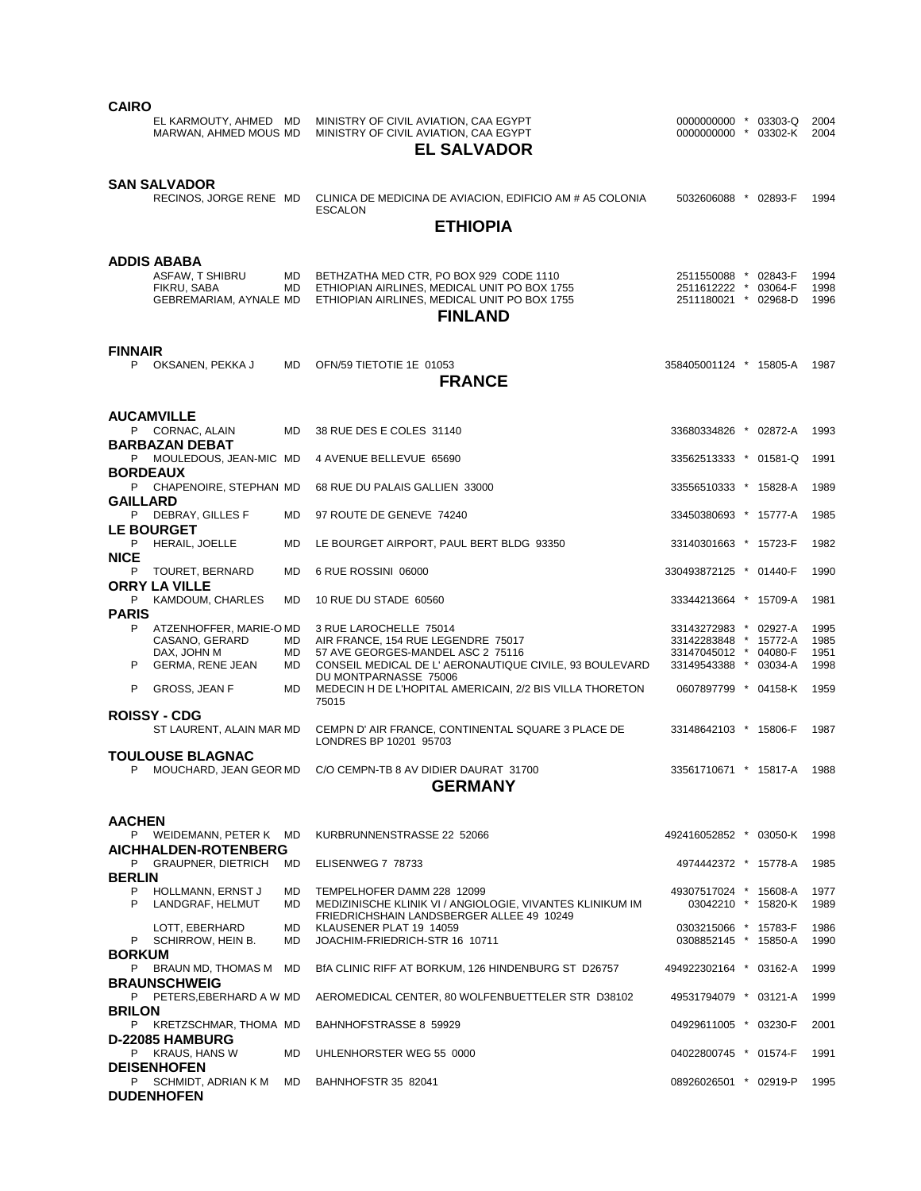**CAIRO**

| | Name | Degree | Address | Phone | | Code | Year |
|---|---|---|---|---|---|---|---|
| | EL KARMOUTY, AHMED | MD | MINISTRY OF CIVIL AVIATION, CAA EGYPT | 0000000000 | * | 03303-Q | 2004 |
| | MARWAN, AHMED MOUS | MD | MINISTRY OF CIVIL AVIATION, CAA EGYPT | 0000000000 | * | 03302-K | 2004 |

## EL SALVADOR

**SAN SALVADOR**

| | Name | Degree | Address | Phone | | Code | Year |
|---|---|---|---|---|---|---|---|
| | RECINOS, JORGE RENE | MD | CLINICA DE MEDICINA DE AVIACION, EDIFICIO AM # A5 COLONIA ESCALON | 5032606088 | * | 02893-F | 1994 |

## ETHIOPIA

**ADDIS ABABA**

| | Name | Degree | Address | Phone | | Code | Year |
|---|---|---|---|---|---|---|---|
| | ASFAW, T SHIBRU | MD | BETHZATHA MED CTR, PO BOX 929 CODE 1110 | 2511550088 | * | 02843-F | 1994 |
| | FIKRU, SABA | MD | ETHIOPIAN AIRLINES, MEDICAL UNIT PO BOX 1755 | 2511612222 | * | 03064-F | 1998 |
| | GEBREMARIAM, AYNALE | MD | ETHIOPIAN AIRLINES, MEDICAL UNIT PO BOX 1755 | 2511180021 | * | 02968-D | 1996 |

## FINLAND

**FINNAIR**

| | Name | Degree | Address | Phone | | Code | Year |
|---|---|---|---|---|---|---|---|
| P | OKSANEN, PEKKA J | MD | OFN/59 TIETOTIE 1E 01053 | 358405001124 | * | 15805-A | 1987 |

## FRANCE

| | Name | Degree | Address | Phone | | Code | Year |
|---|---|---|---|---|---|---|---|
| **AUCAMVILLE** | | | | | | | |
| P | CORNAC, ALAIN | MD | 38 RUE DES E COLES 31140 | 33680334826 | * | 02872-A | 1993 |
| **BARBAZAN DEBAT** | | | | | | | |
| P | MOULEDOUS, JEAN-MIC | MD | 4 AVENUE BELLEVUE 65690 | 33562513333 | * | 01581-Q | 1991 |
| **BORDEAUX** | | | | | | | |
| P | CHAPENOIRE, STEPHAN | MD | 68 RUE DU PALAIS GALLIEN 33000 | 33556510333 | * | 15828-A | 1989 |
| **GAILLARD** | | | | | | | |
| P | DEBRAY, GILLES F | MD | 97 ROUTE DE GENEVE 74240 | 33450380693 | * | 15777-A | 1985 |
| **LE BOURGET** | | | | | | | |
| P | HERAIL, JOELLE | MD | LE BOURGET AIRPORT, PAUL BERT BLDG 93350 | 33140301663 | * | 15723-F | 1982 |
| **NICE** | | | | | | | |
| P | TOURET, BERNARD | MD | 6 RUE ROSSINI 06000 | 330493872125 | * | 01440-F | 1990 |
| **ORRY LA VILLE** | | | | | | | |
| P | KAMDOUM, CHARLES | MD | 10 RUE DU STADE 60560 | 33344213664 | * | 15709-A | 1981 |
| **PARIS** | | | | | | | |
| P | ATZENHOFFER, MARIE-O | MD | 3 RUE LAROCHELLE 75014 | 33143272983 | * | 02927-A | 1995 |
| | CASANO, GERARD | MD | AIR FRANCE, 154 RUE LEGENDRE 75017 | 33142283848 | * | 15772-A | 1985 |
| | DAX, JOHN M | MD | 57 AVE GEORGES-MANDEL ASC 2 75116 | 33147045012 | * | 04080-F | 1951 |
| P | GERMA, RENE JEAN | MD | CONSEIL MEDICAL DE L' AERONAUTIQUE CIVILE, 93 BOULEVARD DU MONTPARNASSE 75006 | 33149543388 | * | 03034-A | 1998 |
| P | GROSS, JEAN F | MD | MEDECIN H DE L'HOPITAL AMERICAIN, 2/2 BIS VILLA THORETON 75015 | 0607897799 | * | 04158-K | 1959 |
| **ROISSY - CDG** | | | | | | | |
| | ST LAURENT, ALAIN MAR | MD | CEMPN D' AIR FRANCE, CONTINENTAL SQUARE 3 PLACE DE LONDRES BP 10201 95703 | 33148642103 | * | 15806-F | 1987 |
| **TOULOUSE BLAGNAC** | | | | | | | |
| P | MOUCHARD, JEAN GEOR | MD | C/O CEMPN-TB 8 AV DIDIER DAURAT 31700 | 33561710671 | * | 15817-A | 1988 |

## GERMANY

| | Name | Degree | Address | Phone | | Code | Year |
|---|---|---|---|---|---|---|---|
| **AACHEN** | | | | | | | |
| P | WEIDEMANN, PETER K | MD | KURBRUNNENSTRASSE 22 52066 | 492416052852 | * | 03050-K | 1998 |
| **AICHHALDEN-ROTENBERG** | | | | | | | |
| P | GRAUPNER, DIETRICH | MD | ELISENWEG 7 78733 | 4974442372 | * | 15778-A | 1985 |
| **BERLIN** | | | | | | | |
| P | HOLLMANN, ERNST J | MD | TEMPELHOFER DAMM 228 12099 | 49307517024 | * | 15608-A | 1977 |
| P | LANDGRAF, HELMUT | MD | MEDIZINISCHE KLINIK VI / ANGIOLOGIE, VIVANTES KLINIKUM IM FRIEDRICHSHAIN LANDSBERGER ALLEE 49 10249 | 03042210 | * | 15820-K | 1989 |
| | LOTT, EBERHARD | MD | KLAUSENER PLAT 19 14059 | 0303215066 | * | 15783-F | 1986 |
| P | SCHIRROW, HEIN B. | MD | JOACHIM-FRIEDRICH-STR 16 10711 | 0308852145 | * | 15850-A | 1990 |
| **BORKUM** | | | | | | | |
| P | BRAUN MD, THOMAS M | MD | BfA CLINIC RIFF AT BORKUM, 126 HINDENBURG ST D26757 | 494922302164 | * | 03162-A | 1999 |
| **BRAUNSCHWEIG** | | | | | | | |
| P | PETERS,EBERHARD A W | MD | AEROMEDICAL CENTER, 80 WOLFENBUETTELER STR D38102 | 49531794079 | * | 03121-A | 1999 |
| **BRILON** | | | | | | | |
| P | KRETZSCHMAR, THOMA | MD | BAHNHOFSTRASSE 8 59929 | 04929611005 | * | 03230-F | 2001 |
| **D-22085 HAMBURG** | | | | | | | |
| P | KRAUS, HANS W | MD | UHLENHORSTER WEG 55 0000 | 04022800745 | * | 01574-F | 1991 |
| **DEISENHOFEN** | | | | | | | |
| P | SCHMIDT, ADRIAN K M | MD | BAHNHOFSTR 35 82041 | 08926026501 | * | 02919-P | 1995 |
| **DUDENHOFEN** | | | | | | | |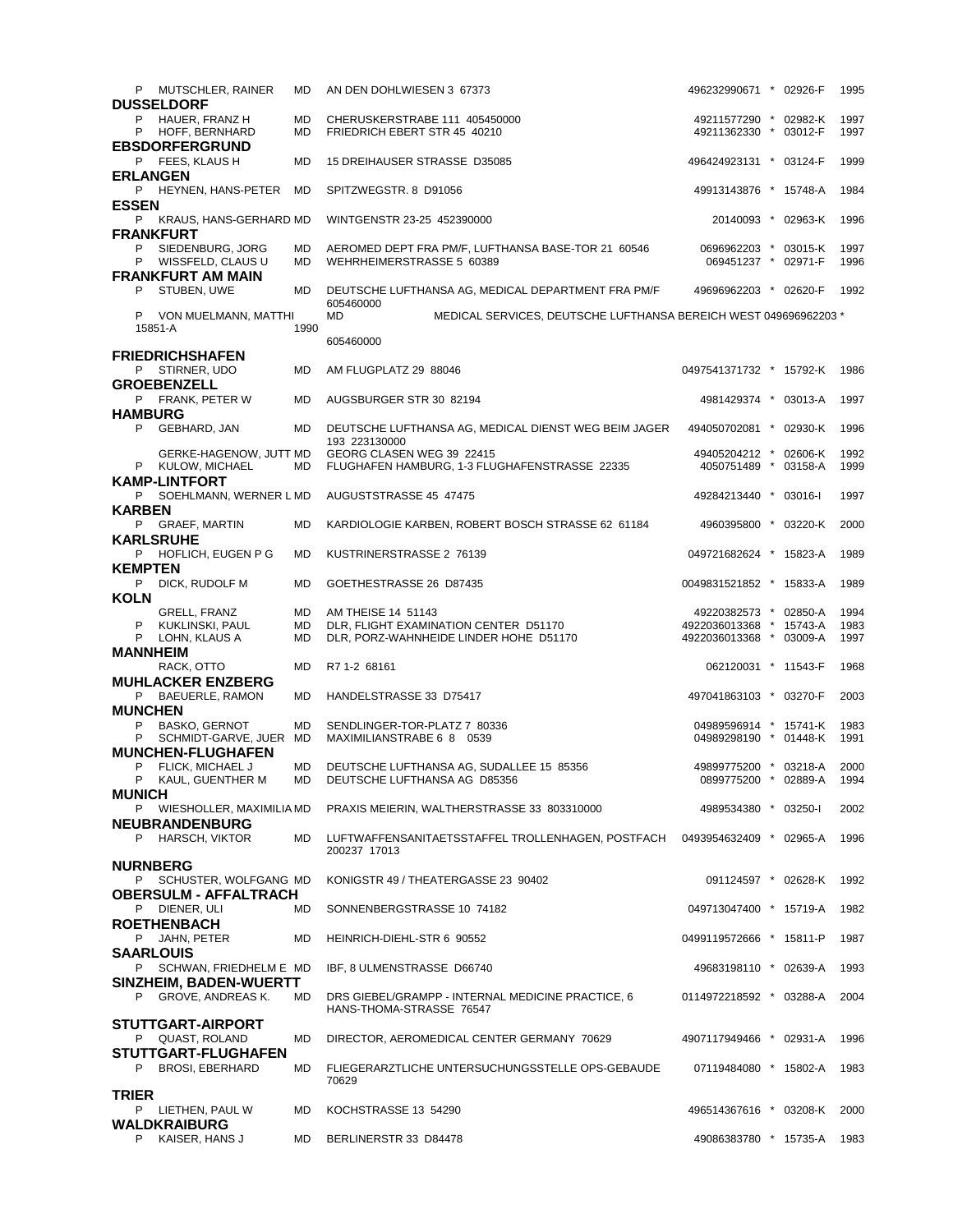| | Name | Degree | Address | Phone | | ID | Year |
|---|---|---|---|---|---|---|---|
| P | MUTSCHLER, RAINER | MD | AN DEN DOHLWIESEN 3 67373 | 496232990671 | * | 02926-F | 1995 |

**DUSSELDORF**

| | Name | Degree | Address | Phone | | ID | Year |
|---|---|---|---|---|---|---|---|
| P | HAUER, FRANZ H | MD | CHERUSKERSTRABE 111 405450000 | 49211577290 | * | 02982-K | 1997 |
| P | HOFF, BERNHARD | MD | FRIEDRICH EBERT STR 45 40210 | 49211362330 | * | 03012-F | 1997 |

**EBSDORFERGRUND**

| | Name | Degree | Address | Phone | | ID | Year |
|---|---|---|---|---|---|---|---|
| P | FEES, KLAUS H | MD | 15 DREIHAUSER STRASSE D35085 | 496424923131 | * | 03124-F | 1999 |

**ERLANGEN**

| | Name | Degree | Address | Phone | | ID | Year |
|---|---|---|---|---|---|---|---|
| P | HEYNEN, HANS-PETER | MD | SPITZWEGSTR. 8 D91056 | 49913143876 | * | 15748-A | 1984 |

**ESSEN**

| | Name | Degree | Address | Phone | | ID | Year |
|---|---|---|---|---|---|---|---|
| P | KRAUS, HANS-GERHARD | MD | WINTGENSTR 23-25 452390000 | 20140093 | * | 02963-K | 1996 |

**FRANKFURT**

| | Name | Degree | Address | Phone | | ID | Year |
|---|---|---|---|---|---|---|---|
| P | SIEDENBURG, JORG | MD | AEROMED DEPT FRA PM/F, LUFTHANSA BASE-TOR 21 60546 | 0696962203 | * | 03015-K | 1997 |
| P | WISSFELD, CLAUS U | MD | WEHRHEIMERSTRASSE 5 60389 | 069451237 | * | 02971-F | 1996 |

**FRANKFURT AM MAIN**

| | Name | Degree | Address | Phone | | ID | Year |
|---|---|---|---|---|---|---|---|
| P | STUBEN, UWE | MD | DEUTSCHE LUFTHANSA AG, MEDICAL DEPARTMENT FRA PM/F 605460000 | 49696962203 | * | 02620-F | 1992 |
| P | VON MUELMANN, MATTHI | MD | MEDICAL SERVICES, DEUTSCHE LUFTHANSA BEREICH WEST 605460000 | 049696962203 | * | 15851-A | 1990 |

**FRIEDRICHSHAFEN**

| | Name | Degree | Address | Phone | | ID | Year |
|---|---|---|---|---|---|---|---|
| P | STIRNER, UDO | MD | AM FLUGPLATZ 29 88046 | 0497541371732 | * | 15792-K | 1986 |

**GROEBENZELL**

| | Name | Degree | Address | Phone | | ID | Year |
|---|---|---|---|---|---|---|---|
| P | FRANK, PETER W | MD | AUGSBURGER STR 30 82194 | 4981429374 | * | 03013-A | 1997 |

**HAMBURG**

| | Name | Degree | Address | Phone | | ID | Year |
|---|---|---|---|---|---|---|---|
| P | GEBHARD, JAN | MD | DEUTSCHE LUFTHANSA AG, MEDICAL DIENST WEG BEIM JAGER 193 223130000 | 494050702081 | * | 02930-K | 1996 |
| | GERKE-HAGENOW, JUTT | MD | GEORG CLASEN WEG 39 22415 | 49405204212 | * | 02606-K | 1992 |
| P | KULOW, MICHAEL | MD | FLUGHAFEN HAMBURG, 1-3 FLUGHAFENSTRASSE 22335 | 4050751489 | * | 03158-A | 1999 |

**KAMP-LINTFORT**

| | Name | Degree | Address | Phone | | ID | Year |
|---|---|---|---|---|---|---|---|
| P | SOEHLMANN, WERNER L | MD | AUGUSTSTRASSE 45 47475 | 49284213440 | * | 03016-I | 1997 |

**KARBEN**

| | Name | Degree | Address | Phone | | ID | Year |
|---|---|---|---|---|---|---|---|
| P | GRAEF, MARTIN | MD | KARDIOLOGIE KARBEN, ROBERT BOSCH STRASSE 62 61184 | 4960395800 | * | 03220-K | 2000 |

**KARLSRUHE**

| | Name | Degree | Address | Phone | | ID | Year |
|---|---|---|---|---|---|---|---|
| P | HOFLICH, EUGEN P G | MD | KUSTRINERSTRASSE 2 76139 | 049721682624 | * | 15823-A | 1989 |

**KEMPTEN**

| | Name | Degree | Address | Phone | | ID | Year |
|---|---|---|---|---|---|---|---|
| P | DICK, RUDOLF M | MD | GOETHESTRASSE 26 D87435 | 0049831521852 | * | 15833-A | 1989 |

**KOLN**

| | Name | Degree | Address | Phone | | ID | Year |
|---|---|---|---|---|---|---|---|
| | GRELL, FRANZ | MD | AM THEISE 14 51143 | 49220382573 | * | 02850-A | 1994 |
| P | KUKLINSKI, PAUL | MD | DLR, FLIGHT EXAMINATION CENTER D51170 | 4922036013368 | * | 15743-A | 1983 |
| P | LOHN, KLAUS A | MD | DLR, PORZ-WAHNHEIDE LINDER HOHE D51170 | 4922036013368 | * | 03009-A | 1997 |

**MANNHEIM**

| | Name | Degree | Address | Phone | | ID | Year |
|---|---|---|---|---|---|---|---|
| | RACK, OTTO | MD | R7 1-2 68161 | 062120031 | * | 11543-F | 1968 |

**MUHLACKER ENZBERG**

| | Name | Degree | Address | Phone | | ID | Year |
|---|---|---|---|---|---|---|---|
| P | BAEUERLE, RAMON | MD | HANDELSTRASSE 33 D75417 | 497041863103 | * | 03270-F | 2003 |

**MUNCHEN**

| | Name | Degree | Address | Phone | | ID | Year |
|---|---|---|---|---|---|---|---|
| P | BASKO, GERNOT | MD | SENDLINGER-TOR-PLATZ 7 80336 | 04989596914 | * | 15741-K | 1983 |
| P | SCHMIDT-GARVE, JUER | MD | MAXIMILIANSTRABE 6 8 0539 | 04989298190 | * | 01448-K | 1991 |

**MUNCHEN-FLUGHAFEN**

| | Name | Degree | Address | Phone | | ID | Year |
|---|---|---|---|---|---|---|---|
| P | FLICK, MICHAEL J | MD | DEUTSCHE LUFTHANSA AG, SUDALLEE 15 85356 | 49899775200 | * | 03218-A | 2000 |
| P | KAUL, GUENTHER M | MD | DEUTSCHE LUFTHANSA AG D85356 | 0899775200 | * | 02889-A | 1994 |

**MUNICH**

| | Name | Degree | Address | Phone | | ID | Year |
|---|---|---|---|---|---|---|---|
| P | WIESHOLLER, MAXIMILIA | MD | PRAXIS MEIERIN, WALTHERSTRASSE 33 803310000 | 4989534380 | * | 03250-I | 2002 |

**NEUBRANDENBURG**

| | Name | Degree | Address | Phone | | ID | Year |
|---|---|---|---|---|---|---|---|
| P | HARSCH, VIKTOR | MD | LUFTWAFFENSANITAETSSTAFFEL TROLLENHAGEN, POSTFACH 200237 17013 | 0493954632409 | * | 02965-A | 1996 |

**NURNBERG**

| | Name | Degree | Address | Phone | | ID | Year |
|---|---|---|---|---|---|---|---|
| P | SCHUSTER, WOLFGANG | MD | KONIGSTR 49 / THEATERGASSE 23 90402 | 091124597 | * | 02628-K | 1992 |

**OBERSULM - AFFALTRACH**

| | Name | Degree | Address | Phone | | ID | Year |
|---|---|---|---|---|---|---|---|
| P | DIENER, ULI | MD | SONNENBERGSTRASSE 10 74182 | 049713047400 | * | 15719-A | 1982 |

**ROETHENBACH**

| | Name | Degree | Address | Phone | | ID | Year |
|---|---|---|---|---|---|---|---|
| P | JAHN, PETER | MD | HEINRICH-DIEHL-STR 6 90552 | 0499119572666 | * | 15811-P | 1987 |

**SAARLOUIS**

| | Name | Degree | Address | Phone | | ID | Year |
|---|---|---|---|---|---|---|---|
| P | SCHWAN, FRIEDHELM E | MD | IBF, 8 ULMENSTRASSE D66740 | 49683198110 | * | 02639-A | 1993 |

**SINZHEIM, BADEN-WUERTT**

| | Name | Degree | Address | Phone | | ID | Year |
|---|---|---|---|---|---|---|---|
| P | GROVE, ANDREAS K. | MD | DRS GIEBEL/GRAMPP - INTERNAL MEDICINE PRACTICE, 6 HANS-THOMA-STRASSE 76547 | 0114972218592 | * | 03288-A | 2004 |

**STUTTGART-AIRPORT**

| | Name | Degree | Address | Phone | | ID | Year |
|---|---|---|---|---|---|---|---|
| P | QUAST, ROLAND | MD | DIRECTOR, AEROMEDICAL CENTER GERMANY 70629 | 4907117949466 | * | 02931-A | 1996 |

**STUTTGART-FLUGHAFEN**

| | Name | Degree | Address | Phone | | ID | Year |
|---|---|---|---|---|---|---|---|
| P | BROSI, EBERHARD | MD | FLIEGERARZTLICHE UNTERSUCHUNGSSTELLE OPS-GEBAUDE 70629 | 07119484080 | * | 15802-A | 1983 |

**TRIER**

| | Name | Degree | Address | Phone | | ID | Year |
|---|---|---|---|---|---|---|---|
| P | LIETHEN, PAUL W | MD | KOCHSTRASSE 13 54290 | 496514367616 | * | 03208-K | 2000 |

**WALDKRAIBURG**

| | Name | Degree | Address | Phone | | ID | Year |
|---|---|---|---|---|---|---|---|
| P | KAISER, HANS J | MD | BERLINERSTR 33 D84478 | 49086383780 | * | 15735-A | 1983 |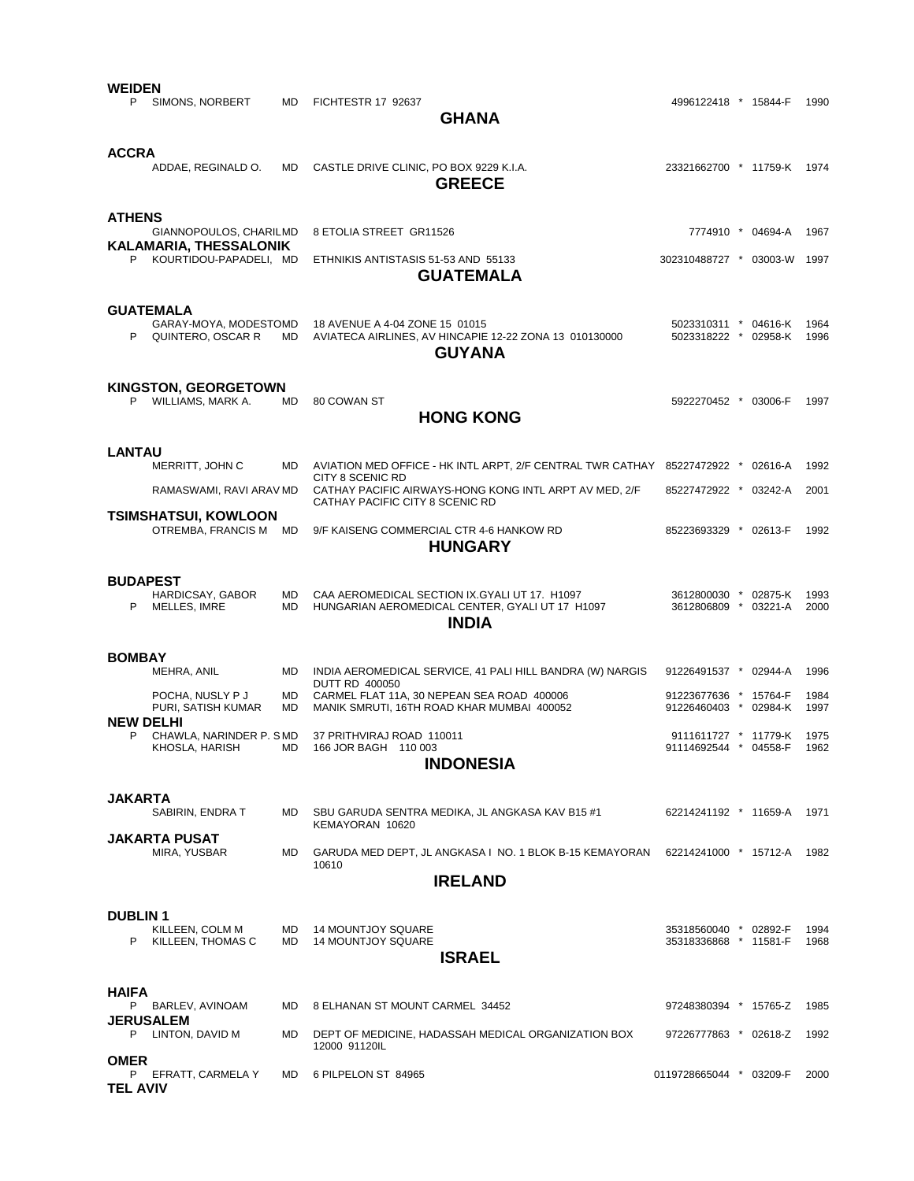**WEIDEN**

| | Name | Degree | Address | Phone | | ID | Year |
|---|---|---|---|---|---|---|---|
| P | SIMONS, NORBERT | MD | FICHTESTR 17 92637 | 4996122418 | * | 15844-F | 1990 |

## GHANA

**ACCRA**

| | Name | Degree | Address | Phone | | ID | Year |
|---|---|---|---|---|---|---|---|
| | ADDAE, REGINALD O. | MD | CASTLE DRIVE CLINIC, PO BOX 9229 K.I.A. | 23321662700 | * | 11759-K | 1974 |

## GREECE

**ATHENS**

| | Name | Degree | Address | Phone | | ID | Year |
|---|---|---|---|---|---|---|---|
| | GIANNOPOULOS, CHARIL | MD | 8 ETOLIA STREET GR11526 | 7774910 | * | 04694-A | 1967 |

**KALAMARIA, THESSALONIK**

| | Name | Degree | Address | Phone | | ID | Year |
|---|---|---|---|---|---|---|---|
| P | KOURTIDOU-PAPADELI, | MD | ETHNIKIS ANTISTASIS 51-53 AND 55133 | 302310488727 | * | 03003-W | 1997 |

## GUATEMALA

**GUATEMALA**

| | Name | Degree | Address | Phone | | ID | Year |
|---|---|---|---|---|---|---|---|
| | GARAY-MOYA, MODESTO | MD | 18 AVENUE A 4-04 ZONE 15 01015 | 5023310311 | * | 04616-K | 1964 |
| P | QUINTERO, OSCAR R | MD | AVIATECA AIRLINES, AV HINCAPIE 12-22 ZONA 13 010130000 | 5023318222 | * | 02958-K | 1996 |

## GUYANA

**KINGSTON, GEORGETOWN**

| | Name | Degree | Address | Phone | | ID | Year |
|---|---|---|---|---|---|---|---|
| P | WILLIAMS, MARK A. | MD | 80 COWAN ST | 5922270452 | * | 03006-F | 1997 |

## HONG KONG

**LANTAU**

| | Name | Degree | Address | Phone | | ID | Year |
|---|---|---|---|---|---|---|---|
| | MERRITT, JOHN C | MD | AVIATION MED OFFICE - HK INTL ARPT, 2/F CENTRAL TWR CATHAY CITY 8 SCENIC RD | 85227472922 | * | 02616-A | 1992 |
| | RAMASWAMI, RAVI ARAV | MD | CATHAY PACIFIC AIRWAYS-HONG KONG INTL ARPT AV MED, 2/F CATHAY PACIFIC CITY 8 SCENIC RD | 85227472922 | * | 03242-A | 2001 |

**TSIMSHATSUI, KOWLOON**

| | Name | Degree | Address | Phone | | ID | Year |
|---|---|---|---|---|---|---|---|
| | OTREMBA, FRANCIS M | MD | 9/F KAISENG COMMERCIAL CTR 4-6 HANKOW RD | 85223693329 | * | 02613-F | 1992 |

## HUNGARY

**BUDAPEST**

| | Name | Degree | Address | Phone | | ID | Year |
|---|---|---|---|---|---|---|---|
| | HARDICSAY, GABOR | MD | CAA AEROMEDICAL SECTION IX.GYALI UT 17. H1097 | 3612800030 | * | 02875-K | 1993 |
| P | MELLES, IMRE | MD | HUNGARIAN AEROMEDICAL CENTER, GYALI UT 17 H1097 | 3612806809 | * | 03221-A | 2000 |

## INDIA

**BOMBAY**

| | Name | Degree | Address | Phone | | ID | Year |
|---|---|---|---|---|---|---|---|
| | MEHRA, ANIL | MD | INDIA AEROMEDICAL SERVICE, 41 PALI HILL BANDRA (W) NARGIS DUTT RD 400050 | 91226491537 | * | 02944-A | 1996 |
| | POCHA, NUSLY P J | MD | CARMEL FLAT 11A, 30 NEPEAN SEA ROAD 400006 | 91223677636 | * | 15764-F | 1984 |
| | PURI, SATISH KUMAR | MD | MANIK SMRUTI, 16TH ROAD KHAR MUMBAI 400052 | 91226460403 | * | 02984-K | 1997 |

**NEW DELHI**

| | Name | Degree | Address | Phone | | ID | Year |
|---|---|---|---|---|---|---|---|
| P | CHAWLA, NARINDER P. S | MD | 37 PRITHVIRAJ ROAD 110011 | 9111611727 | * | 11779-K | 1975 |
| | KHOSLA, HARISH | MD | 166 JOR BAGH 110 003 | 91114692544 | * | 04558-F | 1962 |

## INDONESIA

**JAKARTA**

| | Name | Degree | Address | Phone | | ID | Year |
|---|---|---|---|---|---|---|---|
| | SABIRIN, ENDRA T | MD | SBU GARUDA SENTRA MEDIKA, JL ANGKASA KAV B15 #1 KEMAYORAN 10620 | 62214241192 | * | 11659-A | 1971 |

**JAKARTA PUSAT**

| | Name | Degree | Address | Phone | | ID | Year |
|---|---|---|---|---|---|---|---|
| | MIRA, YUSBAR | MD | GARUDA MED DEPT, JL ANGKASA I NO. 1 BLOK B-15 KEMAYORAN 10610 | 62214241000 | * | 15712-A | 1982 |

## IRELAND

**DUBLIN 1**

| | Name | Degree | Address | Phone | | ID | Year |
|---|---|---|---|---|---|---|---|
| | KILLEEN, COLM M | MD | 14 MOUNTJOY SQUARE | 35318560040 | * | 02892-F | 1994 |
| P | KILLEEN, THOMAS C | MD | 14 MOUNTJOY SQUARE | 35318336868 | * | 11581-F | 1968 |

## ISRAEL

**HAIFA**

| | Name | Degree | Address | Phone | | ID | Year |
|---|---|---|---|---|---|---|---|
| P | BARLEV, AVINOAM | MD | 8 ELHANAN ST MOUNT CARMEL 34452 | 97248380394 | * | 15765-Z | 1985 |

**JERUSALEM**

| | Name | Degree | Address | Phone | | ID | Year |
|---|---|---|---|---|---|---|---|
| P | LINTON, DAVID M | MD | DEPT OF MEDICINE, HADASSAH MEDICAL ORGANIZATION BOX 12000 91120IL | 97226777863 | * | 02618-Z | 1992 |

**OMER**

| | Name | Degree | Address | Phone | | ID | Year |
|---|---|---|---|---|---|---|---|
| P | EFRATT, CARMELA Y | MD | 6 PILPELON ST 84965 | 0119728665044 | * | 03209-F | 2000 |

**TEL AVIV**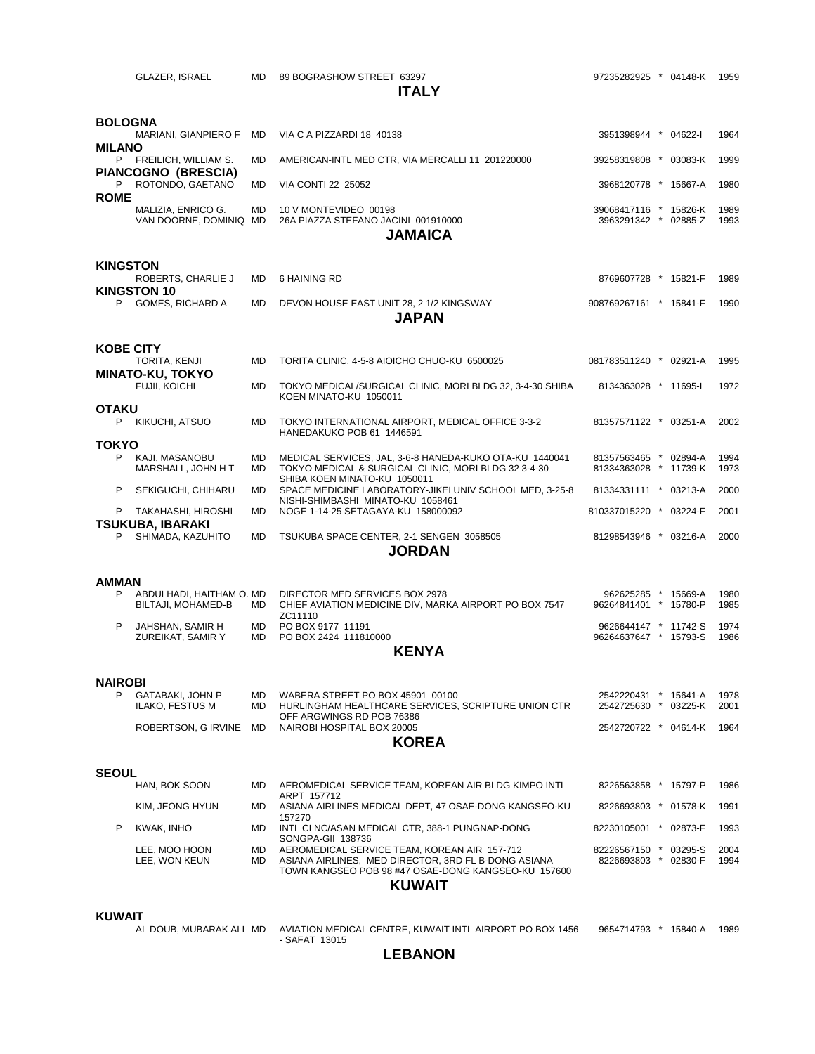| | Name | Degree | Address | Phone | | ID | Year |
|---|---|---|---|---|---|---|---|
| | GLAZER, ISRAEL | MD | 89 BOGRASHOW STREET 63297 | 97235282925 | * | 04148-K | 1959 |

## ITALY

### BOLOGNA

| | Name | Degree | Address | Phone | | ID | Year |
|---|---|---|---|---|---|---|---|
| | MARIANI, GIANPIERO F | MD | VIA C A PIZZARDI 18 40138 | 3951398944 | * | 04622-I | 1964 |

### MILANO

| | Name | Degree | Address | Phone | | ID | Year |
|---|---|---|---|---|---|---|---|
| P | FREILICH, WILLIAM S. | MD | AMERICAN-INTL MED CTR, VIA MERCALLI 11 201220000 | 39258319808 | * | 03083-K | 1999 |

### PIANCOGNO (BRESCIA)

| | Name | Degree | Address | Phone | | ID | Year |
|---|---|---|---|---|---|---|---|
| P | ROTONDO, GAETANO | MD | VIA CONTI 22 25052 | 3968120778 | * | 15667-A | 1980 |

### ROME

| | Name | Degree | Address | Phone | | ID | Year |
|---|---|---|---|---|---|---|---|
| | MALIZIA, ENRICO G. | MD | 10 V MONTEVIDEO 00198 | 39068417116 | * | 15826-K | 1989 |
| | VAN DOORNE, DOMINIQ | MD | 26A PIAZZA STEFANO JACINI 001910000 | 3963291342 | * | 02885-Z | 1993 |

## JAMAICA

### KINGSTON

| | Name | Degree | Address | Phone | | ID | Year |
|---|---|---|---|---|---|---|---|
| | ROBERTS, CHARLIE J | MD | 6 HAINING RD | 8769607728 | * | 15821-F | 1989 |

### KINGSTON 10

| | Name | Degree | Address | Phone | | ID | Year |
|---|---|---|---|---|---|---|---|
| P | GOMES, RICHARD A | MD | DEVON HOUSE EAST UNIT 28, 2 1/2 KINGSWAY | 908769267161 | * | 15841-F | 1990 |

## JAPAN

### KOBE CITY

| | Name | Degree | Address | Phone | | ID | Year |
|---|---|---|---|---|---|---|---|
| | TORITA, KENJI | MD | TORITA CLINIC, 4-5-8 AIOICHO CHUO-KU 6500025 | 081783511240 | * | 02921-A | 1995 |

### MINATO-KU, TOKYO

| | Name | Degree | Address | Phone | | ID | Year |
|---|---|---|---|---|---|---|---|
| | FUJII, KOICHI | MD | TOKYO MEDICAL/SURGICAL CLINIC, MORI BLDG 32, 3-4-30 SHIBA KOEN MINATO-KU 1050011 | 8134363028 | * | 11695-I | 1972 |

### OTAKU

| | Name | Degree | Address | Phone | | ID | Year |
|---|---|---|---|---|---|---|---|
| P | KIKUCHI, ATSUO | MD | TOKYO INTERNATIONAL AIRPORT, MEDICAL OFFICE 3-3-2 HANEDAKUKO POB 61 1446591 | 81357571122 | * | 03251-A | 2002 |

### TOKYO

| | Name | Degree | Address | Phone | | ID | Year |
|---|---|---|---|---|---|---|---|
| P | KAJI, MASANOBU | MD | MEDICAL SERVICES, JAL, 3-6-8 HANEDA-KUKO OTA-KU 1440041 | 81357563465 | * | 02894-A | 1994 |
| | MARSHALL, JOHN H T | MD | TOKYO MEDICAL & SURGICAL CLINIC, MORI BLDG 32 3-4-30 SHIBA KOEN MINATO-KU 1050011 | 81334363028 | * | 11739-K | 1973 |
| P | SEKIGUCHI, CHIHARU | MD | SPACE MEDICINE LABORATORY-JIKEI UNIV SCHOOL MED, 3-25-8 NISHI-SHIMBASHI MINATO-KU 1058461 | 81334331111 | * | 03213-A | 2000 |
| P | TAKAHASHI, HIROSHI | MD | NOGE 1-14-25 SETAGAYA-KU 158000092 | 810337015220 | * | 03224-F | 2001 |

### TSUKUBA, IBARAKI

| | Name | Degree | Address | Phone | | ID | Year |
|---|---|---|---|---|---|---|---|
| P | SHIMADA, KAZUHITO | MD | TSUKUBA SPACE CENTER, 2-1 SENGEN 3058505 | 81298543946 | * | 03216-A | 2000 |

## JORDAN

### AMMAN

| | Name | Degree | Address | Phone | | ID | Year |
|---|---|---|---|---|---|---|---|
| P | ABDULHADI, HAITHAM O. | MD | DIRECTOR MED SERVICES BOX 2978 | 962625285 | * | 15669-A | 1980 |
| | BILTAJI, MOHAMED-B | MD | CHIEF AVIATION MEDICINE DIV, MARKA AIRPORT PO BOX 7547 ZC11110 | 96264841401 | * | 15780-P | 1985 |
| P | JAHSHAN, SAMIR H | MD | PO BOX 9177 11191 | 9626644147 | * | 11742-S | 1974 |
| | ZUREIKAT, SAMIR Y | MD | PO BOX 2424 111810000 | 96264637647 | * | 15793-S | 1986 |

## KENYA

### NAIROBI

| | Name | Degree | Address | Phone | | ID | Year |
|---|---|---|---|---|---|---|---|
| P | GATABAKI, JOHN P | MD | WABERA STREET PO BOX 45901 00100 | 2542220431 | * | 15641-A | 1978 |
| | ILAKO, FESTUS M | MD | HURLINGHAM HEALTHCARE SERVICES, SCRIPTURE UNION CTR OFF ARGWINGS RD POB 76386 | 2542725630 | * | 03225-K | 2001 |
| | ROBERTSON, G IRVINE | MD | NAIROBI HOSPITAL BOX 20005 | 2542720722 | * | 04614-K | 1964 |

## KOREA

### SEOUL

| | Name | Degree | Address | Phone | | ID | Year |
|---|---|---|---|---|---|---|---|
| | HAN, BOK SOON | MD | AEROMEDICAL SERVICE TEAM, KOREAN AIR BLDG KIMPO INTL ARPT 157712 | 8226563858 | * | 15797-P | 1986 |
| | KIM, JEONG HYUN | MD | ASIANA AIRLINES MEDICAL DEPT, 47 OSAE-DONG KANGSEO-KU 157270 | 8226693803 | * | 01578-K | 1991 |
| P | KWAK, INHO | MD | INTL CLNC/ASAN MEDICAL CTR, 388-1 PUNGNAP-DONG SONGPA-GII 138736 | 82230105001 | * | 02873-F | 1993 |
| | LEE, MOO HOON | MD | AEROMEDICAL SERVICE TEAM, KOREAN AIR 157-712 | 82226567150 | * | 03295-S | 2004 |
| | LEE, WON KEUN | MD | ASIANA AIRLINES, MED DIRECTOR, 3RD FL B-DONG ASIANA TOWN KANGSEO POB 98 #47 OSAE-DONG KANGSEO-KU 157600 | 8226693803 | * | 02830-F | 1994 |

## KUWAIT

### KUWAIT

| | Name | Degree | Address | Phone | | ID | Year |
|---|---|---|---|---|---|---|---|
| | AL DOUB, MUBARAK ALI | MD | AVIATION MEDICAL CENTRE, KUWAIT INTL AIRPORT PO BOX 1456 - SAFAT 13015 | 9654714793 | * | 15840-A | 1989 |

## LEBANON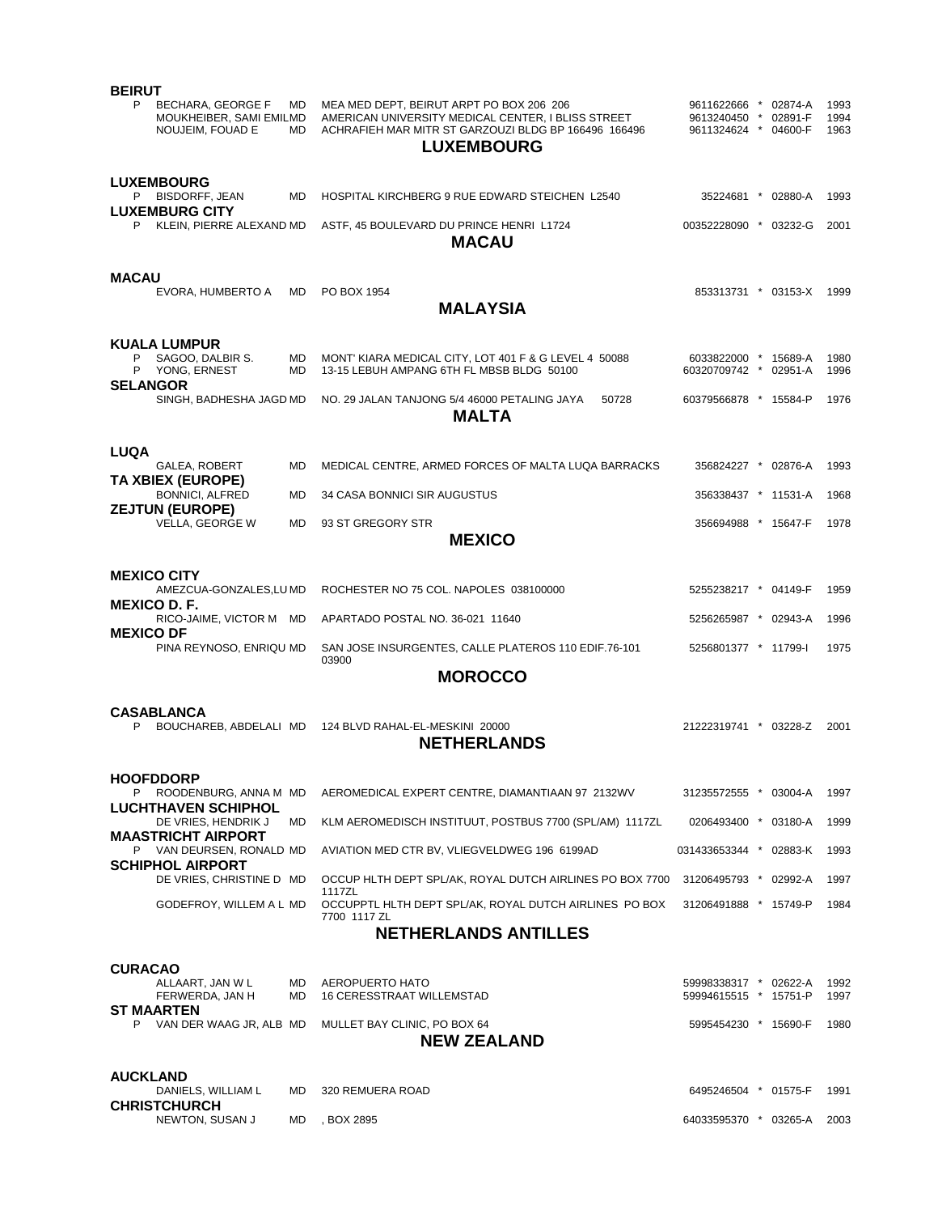**BEIRUT**

| | Name | Degree | Address | Phone | | ID | Year |
|---|---|---|---|---|---|---|---|
| P | BECHARA, GEORGE F | MD | MEA MED DEPT, BEIRUT ARPT PO BOX 206 206 | 9611622666 | * | 02874-A | 1993 |
| | MOUKHEIBER, SAMI EMIL | MD | AMERICAN UNIVERSITY MEDICAL CENTER, I BLISS STREET | 9613240450 | * | 02891-F | 1994 |
| | NOUJEIM, FOUAD E | MD | ACHRAFIEH MAR MITR ST GARZOUZI BLDG BP 166496 166496 | 9611324624 | * | 04600-F | 1963 |

## LUXEMBOURG

**LUXEMBOURG**

| | Name | Degree | Address | Phone | | ID | Year |
|---|---|---|---|---|---|---|---|
| P | BISDORFF, JEAN | MD | HOSPITAL KIRCHBERG 9 RUE EDWARD STEICHEN L2540 | 35224681 | * | 02880-A | 1993 |

**LUXEMBURG CITY**

| | Name | Degree | Address | Phone | | ID | Year |
|---|---|---|---|---|---|---|---|
| P | KLEIN, PIERRE ALEXAND | MD | ASTF, 45 BOULEVARD DU PRINCE HENRI L1724 | 00352228090 | * | 03232-G | 2001 |

## MACAU

**MACAU**

| | Name | Degree | Address | Phone | | ID | Year |
|---|---|---|---|---|---|---|---|
| | EVORA, HUMBERTO A | MD | PO BOX 1954 | 853313731 | * | 03153-X | 1999 |

## MALAYSIA

**KUALA LUMPUR**

| | Name | Degree | Address | Phone | | ID | Year |
|---|---|---|---|---|---|---|---|
| P | SAGOO, DALBIR S. | MD | MONT' KIARA MEDICAL CITY, LOT 401 F & G LEVEL 4 50088 | 6033822000 | * | 15689-A | 1980 |
| P | YONG, ERNEST | MD | 13-15 LEBUH AMPANG 6TH FL MBSB BLDG 50100 | 60320709742 | * | 02951-A | 1996 |

**SELANGOR**

| | Name | Degree | Address | Phone | | ID | Year |
|---|---|---|---|---|---|---|---|
| | SINGH, BADHESHA JAGD | MD | NO. 29 JALAN TANJONG 5/4 46000 PETALING JAYA 50728 | 60379566878 | * | 15584-P | 1976 |

## MALTA

**LUQA**

| | Name | Degree | Address | Phone | | ID | Year |
|---|---|---|---|---|---|---|---|
| | GALEA, ROBERT | MD | MEDICAL CENTRE, ARMED FORCES OF MALTA LUQA BARRACKS | 356824227 | * | 02876-A | 1993 |

**TA XBIEX (EUROPE)**

| | Name | Degree | Address | Phone | | ID | Year |
|---|---|---|---|---|---|---|---|
| | BONNICI, ALFRED | MD | 34 CASA BONNICI SIR AUGUSTUS | 356338437 | * | 11531-A | 1968 |

**ZEJTUN (EUROPE)**

| | Name | Degree | Address | Phone | | ID | Year |
|---|---|---|---|---|---|---|---|
| | VELLA, GEORGE W | MD | 93 ST GREGORY STR | 356694988 | * | 15647-F | 1978 |

## MEXICO

**MEXICO CITY**

| | Name | Degree | Address | Phone | | ID | Year |
|---|---|---|---|---|---|---|---|
| | AMEZCUA-GONZALES,LU | MD | ROCHESTER NO 75 COL. NAPOLES 038100000 | 5255238217 | * | 04149-F | 1959 |

**MEXICO D. F.**

| | Name | Degree | Address | Phone | | ID | Year |
|---|---|---|---|---|---|---|---|
| | RICO-JAIME, VICTOR M | MD | APARTADO POSTAL NO. 36-021 11640 | 5256265987 | * | 02943-A | 1996 |

**MEXICO DF**

| | Name | Degree | Address | Phone | | ID | Year |
|---|---|---|---|---|---|---|---|
| | PINA REYNOSO, ENRIQU | MD | SAN JOSE INSURGENTES, CALLE PLATEROS 110 EDIF.76-101 03900 | 5256801377 | * | 11799-I | 1975 |

## MOROCCO

**CASABLANCA**

| | Name | Degree | Address | Phone | | ID | Year |
|---|---|---|---|---|---|---|---|
| P | BOUCHAREB, ABDELALI | MD | 124 BLVD RAHAL-EL-MESKINI 20000 | 21222319741 | * | 03228-Z | 2001 |

## NETHERLANDS

**HOOFDDORP**

| | Name | Degree | Address | Phone | | ID | Year |
|---|---|---|---|---|---|---|---|
| P | ROODENBURG, ANNA M | MD | AEROMEDICAL EXPERT CENTRE, DIAMANTIAAN 97 2132WV | 31235572555 | * | 03004-A | 1997 |

**LUCHTHAVEN SCHIPHOL**

| | Name | Degree | Address | Phone | | ID | Year |
|---|---|---|---|---|---|---|---|
| | DE VRIES, HENDRIK J | MD | KLM AEROMEDISCH INSTITUUT, POSTBUS 7700 (SPL/AM) 1117ZL | 0206493400 | * | 03180-A | 1999 |

**MAASTRICHT AIRPORT**

| | Name | Degree | Address | Phone | | ID | Year |
|---|---|---|---|---|---|---|---|
| P | VAN DEURSEN, RONALD | MD | AVIATION MED CTR BV, VLIEGVELDWEG 196 6199AD | 031433653344 | * | 02883-K | 1993 |

**SCHIPHOL AIRPORT**

| | Name | Degree | Address | Phone | | ID | Year |
|---|---|---|---|---|---|---|---|
| | DE VRIES, CHRISTINE D | MD | OCCUP HLTH DEPT SPL/AK, ROYAL DUTCH AIRLINES PO BOX 7700 1117ZL | 31206495793 | * | 02992-A | 1997 |
| | GODEFROY, WILLEM A L | MD | OCCUPPTL HLTH DEPT SPL/AK, ROYAL DUTCH AIRLINES PO BOX 7700 1117 ZL | 31206491888 | * | 15749-P | 1984 |

## NETHERLANDS ANTILLES

**CURACAO**

| | Name | Degree | Address | Phone | | ID | Year |
|---|---|---|---|---|---|---|---|
| | ALLAART, JAN W L | MD | AEROPUERTO HATO | 59998338317 | * | 02622-A | 1992 |
| | FERWERDA, JAN H | MD | 16 CERESSTRAAT WILLEMSTAD | 59994615515 | * | 15751-P | 1997 |

**ST MAARTEN**

| | Name | Degree | Address | Phone | | ID | Year |
|---|---|---|---|---|---|---|---|
| P | VAN DER WAAG JR, ALB | MD | MULLET BAY CLINIC, PO BOX 64 | 5995454230 | * | 15690-F | 1980 |

## NEW ZEALAND

**AUCKLAND**

| | Name | Degree | Address | Phone | | ID | Year |
|---|---|---|---|---|---|---|---|
| | DANIELS, WILLIAM L | MD | 320 REMUERA ROAD | 6495246504 | * | 01575-F | 1991 |

**CHRISTCHURCH**

| | Name | Degree | Address | Phone | | ID | Year |
|---|---|---|---|---|---|---|---|
| | NEWTON, SUSAN J | MD | , BOX 2895 | 64033595370 | * | 03265-A | 2003 |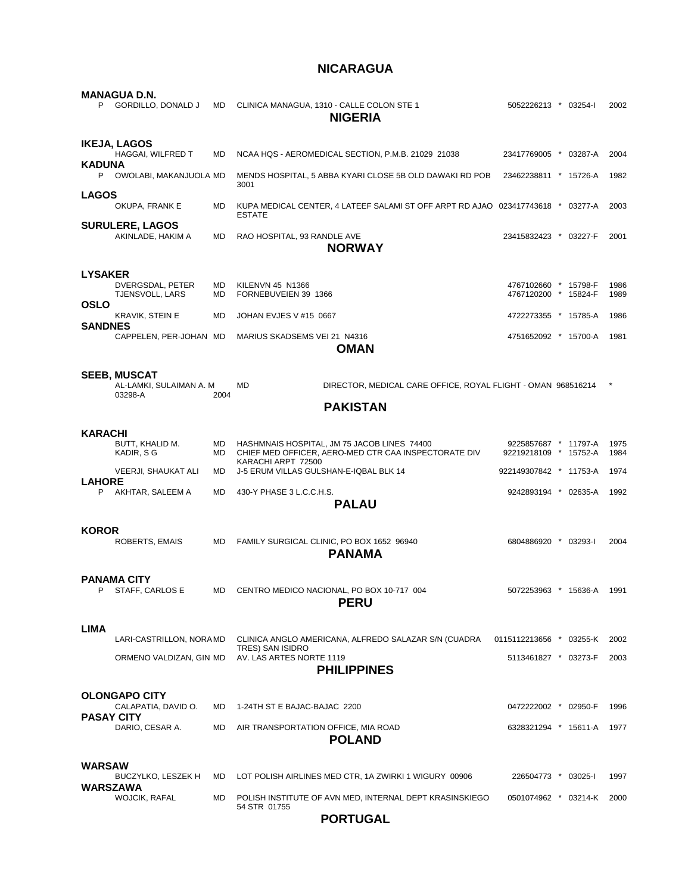## NICARAGUA

### MANAGUA D.N.

| | Name | Degree | Address | Phone | | ID | Year |
|---|---|---|---|---|---|---|---|
| P | GORDILLO, DONALD J | MD | CLINICA MANAGUA, 1310 - CALLE COLON STE 1 | 5052226213 | * | 03254-I | 2002 |

## NIGERIA

### IKEJA, LAGOS

| | Name | Degree | Address | Phone | | ID | Year |
|---|---|---|---|---|---|---|---|
| | HAGGAI, WILFRED T | MD | NCAA HQS - AEROMEDICAL SECTION, P.M.B. 21029 21038 | 23417769005 | * | 03287-A | 2004 |

### KADUNA

| | Name | Degree | Address | Phone | | ID | Year |
|---|---|---|---|---|---|---|---|
| P | OWOLABI, MAKANJUOLA | MD | MENDS HOSPITAL, 5 ABBA KYARI CLOSE 5B OLD DAWAKI RD POB 3001 | 23462238811 | * | 15726-A | 1982 |

### LAGOS

| | Name | Degree | Address | Phone | | ID | Year |
|---|---|---|---|---|---|---|---|
| | OKUPA, FRANK E | MD | KUPA MEDICAL CENTER, 4 LATEEF SALAMI ST OFF ARPT RD AJAO ESTATE | 023417743618 | * | 03277-A | 2003 |

### SURULERE, LAGOS

| | Name | Degree | Address | Phone | | ID | Year |
|---|---|---|---|---|---|---|---|
| | AKINLADE, HAKIM A | MD | RAO HOSPITAL, 93 RANDLE AVE | 23415832423 | * | 03227-F | 2001 |

## NORWAY

### LYSAKER

| | Name | Degree | Address | Phone | | ID | Year |
|---|---|---|---|---|---|---|---|
| | DVERGSDAL, PETER | MD | KILENVN 45 N1366 | 4767102660 | * | 15798-F | 1986 |
| | TJENSVOLL, LARS | MD | FORNEBUVEIEN 39 1366 | 4767120200 | * | 15824-F | 1989 |

### OSLO

| | Name | Degree | Address | Phone | | ID | Year |
|---|---|---|---|---|---|---|---|
| | KRAVIK, STEIN E | MD | JOHAN EVJES V #15 0667 | 4722273355 | * | 15785-A | 1986 |

### SANDNES

| | Name | Degree | Address | Phone | | ID | Year |
|---|---|---|---|---|---|---|---|
| | CAPPELEN, PER-JOHAN | MD | MARIUS SKADSEMS VEI 21 N4316 | 4751652092 | * | 15700-A | 1981 |

## OMAN

### SEEB, MUSCAT

| | Name | Degree | Address | Phone | | ID | Year |
|---|---|---|---|---|---|---|---|
| | AL-LAMKI, SULAIMAN A. M | MD | DIRECTOR, MEDICAL CARE OFFICE, ROYAL FLIGHT - OMAN | 968516214 | * | 03298-A | 2004 |

## PAKISTAN

### KARACHI

| | Name | Degree | Address | Phone | | ID | Year |
|---|---|---|---|---|---|---|---|
| | BUTT, KHALID M. | MD | HASHMNAIS HOSPITAL, JM 75 JACOB LINES 74400 | 9225857687 | * | 11797-A | 1975 |
| | KADIR, S G | MD | CHIEF MED OFFICER, AERO-MED CTR CAA INSPECTORATE DIV KARACHI ARPT 72500 | 92219218109 | * | 15752-A | 1984 |
| | VEERJI, SHAUKAT ALI | MD | J-5 ERUM VILLAS GULSHAN-E-IQBAL BLK 14 | 922149307842 | * | 11753-A | 1974 |

### LAHORE

| | Name | Degree | Address | Phone | | ID | Year |
|---|---|---|---|---|---|---|---|
| P | AKHTAR, SALEEM A | MD | 430-Y PHASE 3 L.C.C.H.S. | 9242893194 | * | 02635-A | 1992 |

## PALAU

### KOROR

| | Name | Degree | Address | Phone | | ID | Year |
|---|---|---|---|---|---|---|---|
| | ROBERTS, EMAIS | MD | FAMILY SURGICAL CLINIC, PO BOX 1652 96940 | 6804886920 | * | 03293-I | 2004 |

## PANAMA

### PANAMA CITY

| | Name | Degree | Address | Phone | | ID | Year |
|---|---|---|---|---|---|---|---|
| P | STAFF, CARLOS E | MD | CENTRO MEDICO NACIONAL, PO BOX 10-717 004 | 5072253963 | * | 15636-A | 1991 |

## PERU

### LIMA

| | Name | Degree | Address | Phone | | ID | Year |
|---|---|---|---|---|---|---|---|
| | LARI-CASTRILLON, NORA | MD | CLINICA ANGLO AMERICANA, ALFREDO SALAZAR S/N (CUADRA TRES) SAN ISIDRO | 0115112213656 | * | 03255-K | 2002 |
| | ORMENO VALDIZAN, GIN | MD | AV. LAS ARTES NORTE 1119 | 5113461827 | * | 03273-F | 2003 |

## PHILIPPINES

### OLONGAPO CITY

| | Name | Degree | Address | Phone | | ID | Year |
|---|---|---|---|---|---|---|---|
| | CALAPATIA, DAVID O. | MD | 1-24TH ST E BAJAC-BAJAC 2200 | 0472222002 | * | 02950-F | 1996 |

### PASAY CITY

| | Name | Degree | Address | Phone | | ID | Year |
|---|---|---|---|---|---|---|---|
| | DARIO, CESAR A. | MD | AIR TRANSPORTATION OFFICE, MIA ROAD | 6328321294 | * | 15611-A | 1977 |

## POLAND

### WARSAW

| | Name | Degree | Address | Phone | | ID | Year |
|---|---|---|---|---|---|---|---|
| | BUCZYLKO, LESZEK H | MD | LOT POLISH AIRLINES MED CTR, 1A ZWIRKI 1 WIGURY 00906 | 226504773 | * | 03025-I | 1997 |

### WARSZAWA

| | Name | Degree | Address | Phone | | ID | Year |
|---|---|---|---|---|---|---|---|
| | WOJCIK, RAFAL | MD | POLISH INSTITUTE OF AVN MED, INTERNAL DEPT KRASINSKIEGO 54 STR 01755 | 0501074962 | * | 03214-K | 2000 |

## PORTUGAL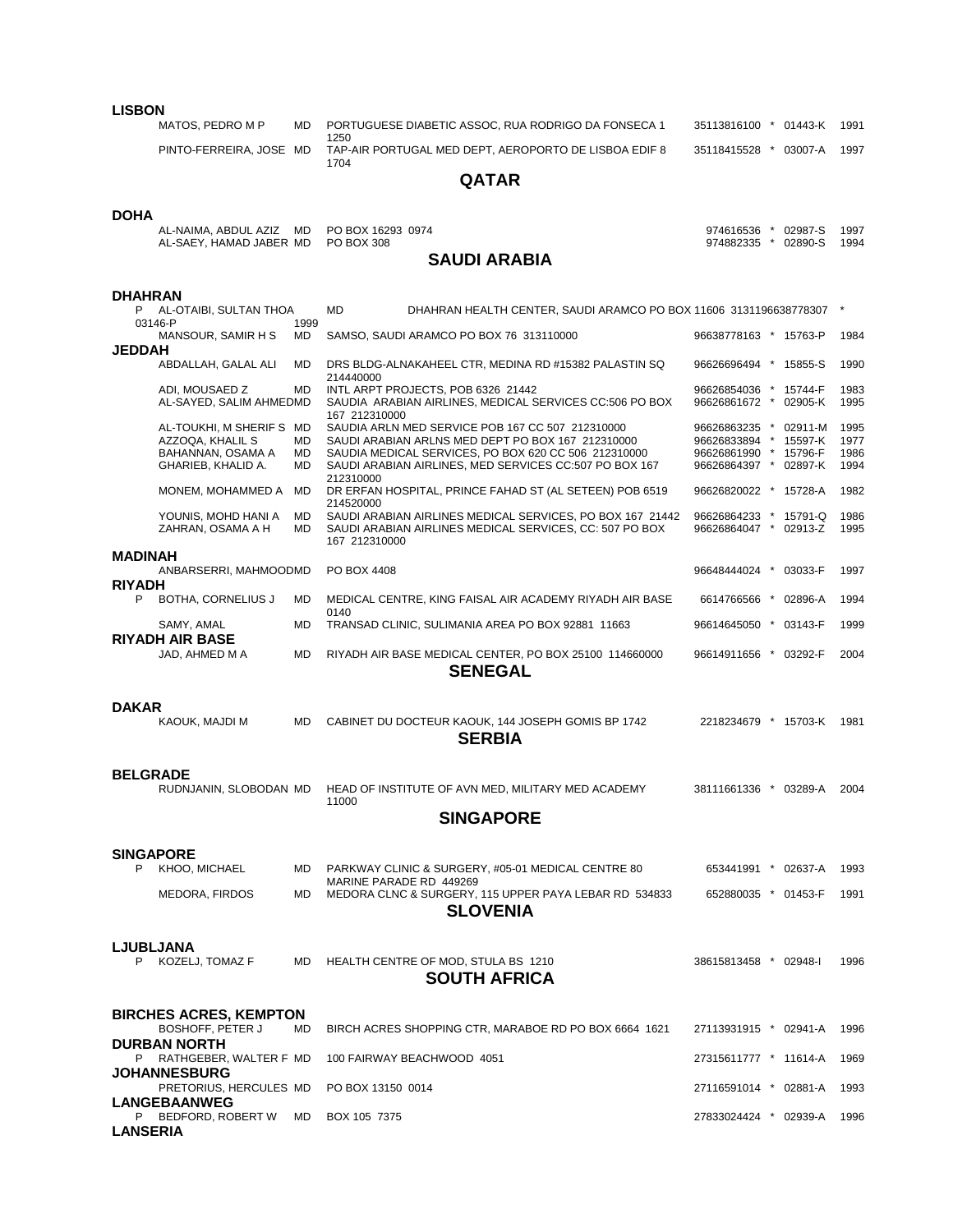### LISBON

| | Name | Degree | Address | Phone | | ID | Year |
|---|---|---|---|---|---|---|---|
| | MATOS, PEDRO M P | MD | PORTUGUESE DIABETIC ASSOC, RUA RODRIGO DA FONSECA 1 1250 | 35113816100 | * | 01443-K | 1991 |
| | PINTO-FERREIRA, JOSE | MD | TAP-AIR PORTUGAL MED DEPT, AEROPORTO DE LISBOA EDIF 8 1704 | 35118415528 | * | 03007-A | 1997 |

## QATAR

### DOHA

| | Name | Degree | Address | Phone | | ID | Year |
|---|---|---|---|---|---|---|---|
| | AL-NAIMA, ABDUL AZIZ | MD | PO BOX 16293 0974 | 974616536 | * | 02987-S | 1997 |
| | AL-SAEY, HAMAD JABER | MD | PO BOX 308 | 974882335 | * | 02890-S | 1994 |

## SAUDI ARABIA

### DHAHRAN

| | Name | Degree | Address | Phone | | ID | Year |
|---|---|---|---|---|---|---|---|
| P | AL-OTAIBI, SULTAN THOA | MD | DHAHRAN HEALTH CENTER, SAUDI ARAMCO PO BOX 11606 31311 | 96638778307 | * | 03146-P | 1999 |
| | MANSOUR, SAMIR H S | MD | SAMSO, SAUDI ARAMCO PO BOX 76 313110000 | 96638778163 | * | 15763-P | 1984 |

### JEDDAH

| | Name | Degree | Address | Phone | | ID | Year |
|---|---|---|---|---|---|---|---|
| | ABDALLAH, GALAL ALI | MD | DRS BLDG-ALNAKAHEEL CTR, MEDINA RD #15382 PALASTIN SQ 214440000 | 96626696494 | * | 15855-S | 1990 |
| | ADI, MOUSAED Z | MD | INTL ARPT PROJECTS, POB 6326 21442 | 96626854036 | * | 15744-F | 1983 |
| | AL-SAYED, SALIM AHMED | MD | SAUDIA ARABIAN AIRLINES, MEDICAL SERVICES CC:506 PO BOX 167 212310000 | 96626861672 | * | 02905-K | 1995 |
| | AL-TOUKHI, M SHERIF S | MD | SAUDIA ARLN MED SERVICE POB 167 CC 507 212310000 | 96626863235 | * | 02911-M | 1995 |
| | AZZOQA, KHALIL S | MD | SAUDI ARABIAN ARLNS MED DEPT PO BOX 167 212310000 | 96626833894 | * | 15597-K | 1977 |
| | BAHANNAN, OSAMA A | MD | SAUDIA MEDICAL SERVICES, PO BOX 620 CC 506 212310000 | 96626861990 | * | 15796-F | 1986 |
| | GHARIEB, KHALID A. | MD | SAUDI ARABIAN AIRLINES, MED SERVICES CC:507 PO BOX 167 212310000 | 96626864397 | * | 02897-K | 1994 |
| | MONEM, MOHAMMED A | MD | DR ERFAN HOSPITAL, PRINCE FAHAD ST (AL SETEEN) POB 6519 214520000 | 96626820022 | * | 15728-A | 1982 |
| | YOUNIS, MOHD HANI A | MD | SAUDI ARABIAN AIRLINES MEDICAL SERVICES, PO BOX 167 21442 | 96626864233 | * | 15791-Q | 1986 |
| | ZAHRAN, OSAMA A H | MD | SAUDI ARABIAN AIRLINES MEDICAL SERVICES, CC: 507 PO BOX 167 212310000 | 96626864047 | * | 02913-Z | 1995 |

### MADINAH

| | Name | Degree | Address | Phone | | ID | Year |
|---|---|---|---|---|---|---|---|
| | ANBARSERRI, MAHMOOD | MD | PO BOX 4408 | 96648444024 | * | 03033-F | 1997 |

### RIYADH

| | Name | Degree | Address | Phone | | ID | Year |
|---|---|---|---|---|---|---|---|
| P | BOTHA, CORNELIUS J | MD | MEDICAL CENTRE, KING FAISAL AIR ACADEMY RIYADH AIR BASE 0140 | 6614766566 | * | 02896-A | 1994 |
| | SAMY, AMAL | MD | TRANSAD CLINIC, SULIMANIA AREA PO BOX 92881 11663 | 96614645050 | * | 03143-F | 1999 |

### RIYADH AIR BASE

| | Name | Degree | Address | Phone | | ID | Year |
|---|---|---|---|---|---|---|---|
| | JAD, AHMED M A | MD | RIYADH AIR BASE MEDICAL CENTER, PO BOX 25100 114660000 | 96614911656 | * | 03292-F | 2004 |

## SENEGAL

### DAKAR

| | Name | Degree | Address | Phone | | ID | Year |
|---|---|---|---|---|---|---|---|
| | KAOUK, MAJDI M | MD | CABINET DU DOCTEUR KAOUK, 144 JOSEPH GOMIS BP 1742 | 2218234679 | * | 15703-K | 1981 |

## SERBIA

### BELGRADE

| | Name | Degree | Address | Phone | | ID | Year |
|---|---|---|---|---|---|---|---|
| | RUDNJANIN, SLOBODAN | MD | HEAD OF INSTITUTE OF AVN MED, MILITARY MED ACADEMY 11000 | 38111661336 | * | 03289-A | 2004 |

## SINGAPORE

### SINGAPORE

| | Name | Degree | Address | Phone | | ID | Year |
|---|---|---|---|---|---|---|---|
| P | KHOO, MICHAEL | MD | PARKWAY CLINIC & SURGERY, #05-01 MEDICAL CENTRE 80 MARINE PARADE RD 449269 | 653441991 | * | 02637-A | 1993 |
| | MEDORA, FIRDOS | MD | MEDORA CLNC & SURGERY, 115 UPPER PAYA LEBAR RD 534833 | 652880035 | * | 01453-F | 1991 |

## SLOVENIA

### LJUBLJANA

| | Name | Degree | Address | Phone | | ID | Year |
|---|---|---|---|---|---|---|---|
| P | KOZELJ, TOMAZ F | MD | HEALTH CENTRE OF MOD, STULA BS 1210 | 38615813458 | * | 02948-I | 1996 |

## SOUTH AFRICA

### BIRCHES ACRES, KEMPTON

| | Name | Degree | Address | Phone | | ID | Year |
|---|---|---|---|---|---|---|---|
| | BOSHOFF, PETER J | MD | BIRCH ACRES SHOPPING CTR, MARABOE RD PO BOX 6664 1621 | 27113931915 | * | 02941-A | 1996 |

### DURBAN NORTH

| | Name | Degree | Address | Phone | | ID | Year |
|---|---|---|---|---|---|---|---|
| P | RATHGEBER, WALTER F | MD | 100 FAIRWAY BEACHWOOD 4051 | 27315611777 | * | 11614-A | 1969 |

### JOHANNESBURG

| | Name | Degree | Address | Phone | | ID | Year |
|---|---|---|---|---|---|---|---|
| | PRETORIUS, HERCULES | MD | PO BOX 13150 0014 | 27116591014 | * | 02881-A | 1993 |

### LANGEBAANWEG

| | Name | Degree | Address | Phone | | ID | Year |
|---|---|---|---|---|---|---|---|
| P | BEDFORD, ROBERT W | MD | BOX 105 7375 | 27833024424 | * | 02939-A | 1996 |

### LANSERIA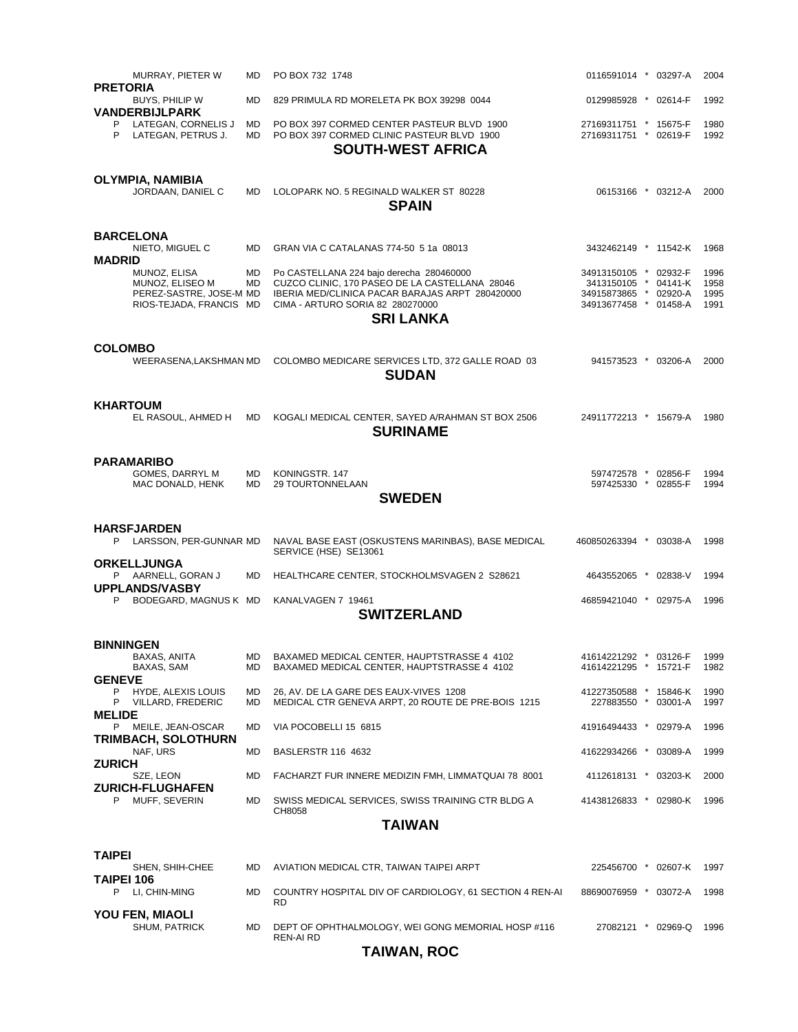| | Name | Degree | Address | Phone | | Code | Year |
|---|---|---|---|---|---|---|---|
| | MURRAY, PIETER W | MD | PO BOX 732 1748 | 0116591014 | * | 03297-A | 2004 |

**PRETORIA**

| | Name | Degree | Address | Phone | | Code | Year |
|---|---|---|---|---|---|---|---|
| | BUYS, PHILIP W | MD | 829 PRIMULA RD MORELETA PK BOX 39298 0044 | 0129985928 | * | 02614-F | 1992 |

**VANDERBIJLPARK**

| | Name | Degree | Address | Phone | | Code | Year |
|---|---|---|---|---|---|---|---|
| P | LATEGAN, CORNELIS J | MD | PO BOX 397 CORMED CENTER PASTEUR BLVD 1900 | 27169311751 | * | 15675-F | 1980 |
| P | LATEGAN, PETRUS J. | MD | PO BOX 397 CORMED CLINIC PASTEUR BLVD 1900 | 27169311751 | * | 02619-F | 1992 |

## SOUTH-WEST AFRICA

**OLYMPIA, NAMIBIA**

| | Name | Degree | Address | Phone | | Code | Year |
|---|---|---|---|---|---|---|---|
| | JORDAAN, DANIEL C | MD | LOLOPARK NO. 5 REGINALD WALKER ST 80228 | 06153166 | * | 03212-A | 2000 |

## SPAIN

**BARCELONA**

| | Name | Degree | Address | Phone | | Code | Year |
|---|---|---|---|---|---|---|---|
| | NIETO, MIGUEL C | MD | GRAN VIA C CATALANAS 774-50 5 1a 08013 | 3432462149 | * | 11542-K | 1968 |

**MADRID**

| | Name | Degree | Address | Phone | | Code | Year |
|---|---|---|---|---|---|---|---|
| | MUNOZ, ELISA | MD | Po CASTELLANA 224 bajo derecha 280460000 | 34913150105 | * | 02932-F | 1996 |
| | MUNOZ, ELISEO M | MD | CUZCO CLINIC, 170 PASEO DE LA CASTELLANA 28046 | 3413150105 | * | 04141-K | 1958 |
| | PEREZ-SASTRE, JOSE-M | MD | IBERIA MED/CLINICA PACAR BARAJAS ARPT 280420000 | 34915873865 | * | 02920-A | 1995 |
| | RIOS-TEJADA, FRANCIS | MD | CIMA - ARTURO SORIA 82 280270000 | 34913677458 | * | 01458-A | 1991 |

## SRI LANKA

**COLOMBO**

| | Name | Degree | Address | Phone | | Code | Year |
|---|---|---|---|---|---|---|---|
| | WEERASENA,LAKSHMAN | MD | COLOMBO MEDICARE SERVICES LTD, 372 GALLE ROAD 03 | 941573523 | * | 03206-A | 2000 |

## SUDAN

**KHARTOUM**

| | Name | Degree | Address | Phone | | Code | Year |
|---|---|---|---|---|---|---|---|
| | EL RASOUL, AHMED H | MD | KOGALI MEDICAL CENTER, SAYED A/RAHMAN ST BOX 2506 | 24911772213 | * | 15679-A | 1980 |

## SURINAME

**PARAMARIBO**

| | Name | Degree | Address | Phone | | Code | Year |
|---|---|---|---|---|---|---|---|
| | GOMES, DARRYL M | MD | KONINGSTR. 147 | 597472578 | * | 02856-F | 1994 |
| | MAC DONALD, HENK | MD | 29 TOURTONNELAAN | 597425330 | * | 02855-F | 1994 |

## SWEDEN

**HARSFJARDEN**

| | Name | Degree | Address | Phone | | Code | Year |
|---|---|---|---|---|---|---|---|
| P | LARSSON, PER-GUNNAR | MD | NAVAL BASE EAST (OSKUSTENS MARINBAS), BASE MEDICAL SERVICE (HSE) SE13061 | 460850263394 | * | 03038-A | 1998 |

**ORKELLJUNGA**

| | Name | Degree | Address | Phone | | Code | Year |
|---|---|---|---|---|---|---|---|
| P | AARNELL, GORAN J | MD | HEALTHCARE CENTER, STOCKHOLMSVAGEN 2 S28621 | 4643552065 | * | 02838-V | 1994 |

**UPPLANDS/VASBY**

| | Name | Degree | Address | Phone | | Code | Year |
|---|---|---|---|---|---|---|---|
| P | BODEGARD, MAGNUS K | MD | KANALVAGEN 7 19461 | 46859421040 | * | 02975-A | 1996 |

## SWITZERLAND

**BINNINGEN**

| | Name | Degree | Address | Phone | | Code | Year |
|---|---|---|---|---|---|---|---|
| | BAXAS, ANITA | MD | BAXAMED MEDICAL CENTER, HAUPTSTRASSE 4 4102 | 41614221292 | * | 03126-F | 1999 |
| | BAXAS, SAM | MD | BAXAMED MEDICAL CENTER, HAUPTSTRASSE 4 4102 | 41614221295 | * | 15721-F | 1982 |

**GENEVE**

| | Name | Degree | Address | Phone | | Code | Year |
|---|---|---|---|---|---|---|---|
| P | HYDE, ALEXIS LOUIS | MD | 26, AV. DE LA GARE DES EAUX-VIVES 1208 | 41227350588 | * | 15846-K | 1990 |
| P | VILLARD, FREDERIC | MD | MEDICAL CTR GENEVA ARPT, 20 ROUTE DE PRE-BOIS 1215 | 227883550 | * | 03001-A | 1997 |

**MELIDE**

| | Name | Degree | Address | Phone | | Code | Year |
|---|---|---|---|---|---|---|---|
| P | MEILE, JEAN-OSCAR | MD | VIA POCOBELLI 15 6815 | 41916494433 | * | 02979-A | 1996 |

**TRIMBACH, SOLOTHURN**

| | Name | Degree | Address | Phone | | Code | Year |
|---|---|---|---|---|---|---|---|
| | NAF, URS | MD | BASLERSTR 116 4632 | 41622934266 | * | 03089-A | 1999 |

**ZURICH**

| | Name | Degree | Address | Phone | | Code | Year |
|---|---|---|---|---|---|---|---|
| | SZE, LEON | MD | FACHARZT FUR INNERE MEDIZIN FMH, LIMMATQUAI 78 8001 | 4112618131 | * | 03203-K | 2000 |

**ZURICH-FLUGHAFEN**

| | Name | Degree | Address | Phone | | Code | Year |
|---|---|---|---|---|---|---|---|
| P | MUFF, SEVERIN | MD | SWISS MEDICAL SERVICES, SWISS TRAINING CTR BLDG A CH8058 | 41438126833 | * | 02980-K | 1996 |

## TAIWAN

**TAIPEI**

| | Name | Degree | Address | Phone | | Code | Year |
|---|---|---|---|---|---|---|---|
| | SHEN, SHIH-CHEE | MD | AVIATION MEDICAL CTR, TAIWAN TAIPEI ARPT | 225456700 | * | 02607-K | 1997 |

**TAIPEI 106**

| | Name | Degree | Address | Phone | | Code | Year |
|---|---|---|---|---|---|---|---|
| P | LI, CHIN-MING | MD | COUNTRY HOSPITAL DIV OF CARDIOLOGY, 61 SECTION 4 REN-AI RD | 88690076959 | * | 03072-A | 1998 |

**YOU FEN, MIAOLI**

| | Name | Degree | Address | Phone | | Code | Year |
|---|---|---|---|---|---|---|---|
| | SHUM, PATRICK | MD | DEPT OF OPHTHALMOLOGY, WEI GONG MEMORIAL HOSP #116 REN-AI RD | 27082121 | * | 02969-Q | 1996 |

## TAIWAN, ROC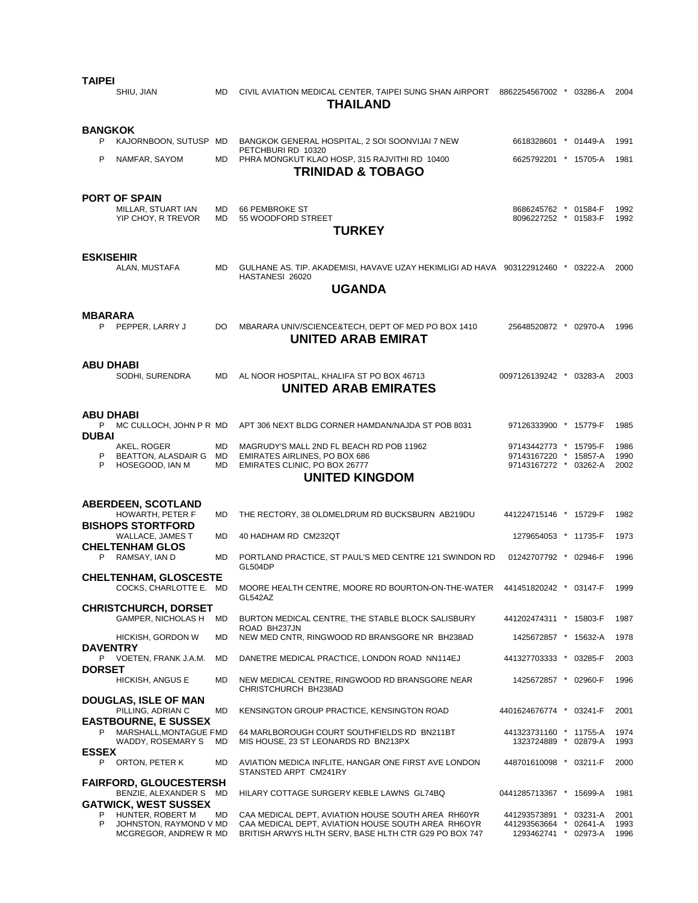**TAIPEI**

| | Name | Degree | Address | Phone | | ID | Year |
|---|---|---|---|---|---|---|---|
| | SHIU, JIAN | MD | CIVIL AVIATION MEDICAL CENTER, TAIPEI SUNG SHAN AIRPORT | 8862254567002 | * | 03286-A | 2004 |

## THAILAND

**BANGKOK**

| | Name | Degree | Address | Phone | | ID | Year |
|---|---|---|---|---|---|---|---|
| P | KAJORNBOON, SUTUSP | MD | BANGKOK GENERAL HOSPITAL, 2 SOI SOONVIJAI 7 NEW PETCHBURI RD 10320 | 6618328601 | * | 01449-A | 1991 |
| P | NAMFAR, SAYOM | MD | PHRA MONGKUT KLAO HOSP, 315 RAJVITHI RD 10400 | 6625792201 | * | 15705-A | 1981 |

## TRINIDAD & TOBAGO

**PORT OF SPAIN**

| | Name | Degree | Address | Phone | | ID | Year |
|---|---|---|---|---|---|---|---|
| | MILLAR, STUART IAN | MD | 66 PEMBROKE ST | 8686245762 | * | 01584-F | 1992 |
| | YIP CHOY, R TREVOR | MD | 55 WOODFORD STREET | 8096227252 | * | 01583-F | 1992 |

## TURKEY

**ESKISEHIR**

| | Name | Degree | Address | Phone | | ID | Year |
|---|---|---|---|---|---|---|---|
| | ALAN, MUSTAFA | MD | GULHANE AS. TIP. AKADEMISI, HAVAVE UZAY HEKIMLIGI AD HAVA HASTANESI 26020 | 903122912460 | * | 03222-A | 2000 |

## UGANDA

**MBARARA**

| | Name | Degree | Address | Phone | | ID | Year |
|---|---|---|---|---|---|---|---|
| P | PEPPER, LARRY J | DO | MBARARA UNIV/SCIENCE&TECH, DEPT OF MED PO BOX 1410 | 25648520872 | * | 02970-A | 1996 |

## UNITED ARAB EMIRAT

**ABU DHABI**

| | Name | Degree | Address | Phone | | ID | Year |
|---|---|---|---|---|---|---|---|
| | SODHI, SURENDRA | MD | AL NOOR HOSPITAL, KHALIFA ST PO BOX 46713 | 0097126139242 | * | 03283-A | 2003 |

## UNITED ARAB EMIRATES

**ABU DHABI**

| | Name | Degree | Address | Phone | | ID | Year |
|---|---|---|---|---|---|---|---|
| P | MC CULLOCH, JOHN P R | MD | APT 306 NEXT BLDG CORNER HAMDAN/NAJDA ST POB 8031 | 97126333900 | * | 15779-F | 1985 |

**DUBAI**

| | Name | Degree | Address | Phone | | ID | Year |
|---|---|---|---|---|---|---|---|
| | AKEL, ROGER | MD | MAGRUDY'S MALL 2ND FL BEACH RD POB 11962 | 97143442773 | * | 15795-F | 1986 |
| P | BEATTON, ALASDAIR G | MD | EMIRATES AIRLINES, PO BOX 686 | 97143167220 | * | 15857-A | 1990 |
| P | HOSEGOOD, IAN M | MD | EMIRATES CLINIC, PO BOX 26777 | 97143167272 | * | 03262-A | 2002 |

## UNITED KINGDOM

**ABERDEEN, SCOTLAND**

| | Name | Degree | Address | Phone | | ID | Year |
|---|---|---|---|---|---|---|---|
| | HOWARTH, PETER F | MD | THE RECTORY, 38 OLDMELDRUM RD BUCKSBURN AB219DU | 441224715146 | * | 15729-F | 1982 |

**BISHOPS STORTFORD**

| | Name | Degree | Address | Phone | | ID | Year |
|---|---|---|---|---|---|---|---|
| | WALLACE, JAMES T | MD | 40 HADHAM RD CM232QT | 1279654053 | * | 11735-F | 1973 |

**CHELTENHAM GLOS**

| | Name | Degree | Address | Phone | | ID | Year |
|---|---|---|---|---|---|---|---|
| P | RAMSAY, IAN D | MD | PORTLAND PRACTICE, ST PAUL'S MED CENTRE 121 SWINDON RD GL504DP | 01242707792 | * | 02946-F | 1996 |

**CHELTENHAM, GLOSCESTE**

| | Name | Degree | Address | Phone | | ID | Year |
|---|---|---|---|---|---|---|---|
| | COCKS, CHARLOTTE E. | MD | MOORE HEALTH CENTRE, MOORE RD BOURTON-ON-THE-WATER GL542AZ | 441451820242 | * | 03147-F | 1999 |

**CHRISTCHURCH, DORSET**

| | Name | Degree | Address | Phone | | ID | Year |
|---|---|---|---|---|---|---|---|
| | GAMPER, NICHOLAS H | MD | BURTON MEDICAL CENTRE, THE STABLE BLOCK SALISBURY ROAD BH237JN | 441202474311 | * | 15803-F | 1987 |
| | HICKISH, GORDON W | MD | NEW MED CNTR, RINGWOOD RD BRANSGORE NR BH238AD | 1425672857 | * | 15632-A | 1978 |

**DAVENTRY**

| | Name | Degree | Address | Phone | | ID | Year |
|---|---|---|---|---|---|---|---|
| P | VOETEN, FRANK J.A.M. | MD | DANETRE MEDICAL PRACTICE, LONDON ROAD NN114EJ | 441327703333 | * | 03285-F | 2003 |

**DORSET**

| | Name | Degree | Address | Phone | | ID | Year |
|---|---|---|---|---|---|---|---|
| | HICKISH, ANGUS E | MD | NEW MEDICAL CENTRE, RINGWOOD RD BRANSGORE NEAR CHRISTCHURCH BH238AD | 1425672857 | * | 02960-F | 1996 |

**DOUGLAS, ISLE OF MAN**

| | Name | Degree | Address | Phone | | ID | Year |
|---|---|---|---|---|---|---|---|
| | PILLING, ADRIAN C | MD | KENSINGTON GROUP PRACTICE, KENSINGTON ROAD | 4401624676774 | * | 03241-F | 2001 |

**EASTBOURNE, E SUSSEX**

| | Name | Degree | Address | Phone | | ID | Year |
|---|---|---|---|---|---|---|---|
| P | MARSHALL,MONTAGUE F | MD | 64 MARLBOROUGH COURT SOUTHFIELDS RD BN211BT | 441323731160 | * | 11755-A | 1974 |
| | WADDY, ROSEMARY S | MD | MIS HOUSE, 23 ST LEONARDS RD BN213PX | 1323724889 | * | 02879-A | 1993 |

**ESSEX**

| | Name | Degree | Address | Phone | | ID | Year |
|---|---|---|---|---|---|---|---|
| P | ORTON, PETER K | MD | AVIATION MEDICA INFLITE, HANGAR ONE FIRST AVE LONDON STANSTED ARPT CM241RY | 448701610098 | * | 03211-F | 2000 |

**FAIRFORD, GLOUCESTERSH**

| | Name | Degree | Address | Phone | | ID | Year |
|---|---|---|---|---|---|---|---|
| | BENZIE, ALEXANDER S | MD | HILARY COTTAGE SURGERY KEBLE LAWNS GL74BQ | 0441285713367 | * | 15699-A | 1981 |

**GATWICK, WEST SUSSEX**

| | Name | Degree | Address | Phone | | ID | Year |
|---|---|---|---|---|---|---|---|
| P | HUNTER, ROBERT M | MD | CAA MEDICAL DEPT, AVIATION HOUSE SOUTH AREA RH60YR | 441293573891 | * | 03231-A | 2001 |
| P | JOHNSTON, RAYMOND V | MD | CAA MEDICAL DEPT, AVIATION HOUSE SOUTH AREA RH6OYR | 441293563664 | * | 02641-A | 1993 |
| | MCGREGOR, ANDREW R | MD | BRITISH ARWYS HLTH SERV, BASE HLTH CTR G29 PO BOX 747 | 1293462741 | * | 02973-A | 1996 |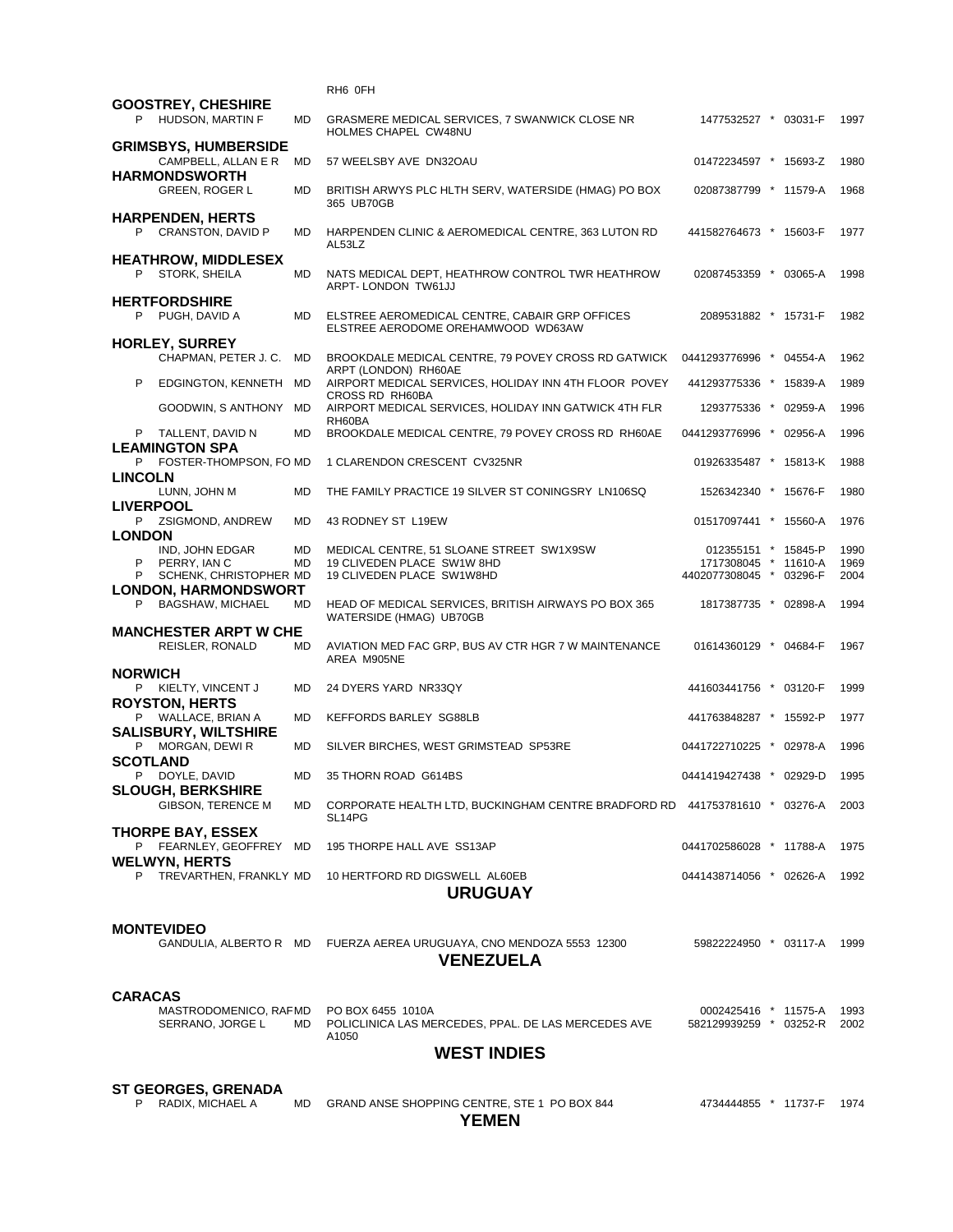RH6 0FH

### GOOSTREY, CHESHIRE

| | Name | Degree | Address | Phone | | Code | Year |
|---|---|---|---|---|---|---|---|
| P | HUDSON, MARTIN F | MD | GRASMERE MEDICAL SERVICES, 7 SWANWICK CLOSE NR HOLMES CHAPEL CW48NU | 1477532527 | * | 03031-F | 1997 |

### GRIMSBYS, HUMBERSIDE

| | Name | Degree | Address | Phone | | Code | Year |
|---|---|---|---|---|---|---|---|
| | CAMPBELL, ALLAN E R | MD | 57 WEELSBY AVE DN32OAU | 01472234597 | * | 15693-Z | 1980 |

### HARMONDSWORTH

| | Name | Degree | Address | Phone | | Code | Year |
|---|---|---|---|---|---|---|---|
| | GREEN, ROGER L | MD | BRITISH ARWYS PLC HLTH SERV, WATERSIDE (HMAG) PO BOX 365 UB70GB | 02087387799 | * | 11579-A | 1968 |

### HARPENDEN, HERTS

| | Name | Degree | Address | Phone | | Code | Year |
|---|---|---|---|---|---|---|---|
| P | CRANSTON, DAVID P | MD | HARPENDEN CLINIC & AEROMEDICAL CENTRE, 363 LUTON RD AL53LZ | 441582764673 | * | 15603-F | 1977 |

### HEATHROW, MIDDLESEX

| | Name | Degree | Address | Phone | | Code | Year |
|---|---|---|---|---|---|---|---|
| P | STORK, SHEILA | MD | NATS MEDICAL DEPT, HEATHROW CONTROL TWR HEATHROW ARPT- LONDON TW61JJ | 02087453359 | * | 03065-A | 1998 |

### HERTFORDSHIRE

| | Name | Degree | Address | Phone | | Code | Year |
|---|---|---|---|---|---|---|---|
| P | PUGH, DAVID A | MD | ELSTREE AEROMEDICAL CENTRE, CABAIR GRP OFFICES ELSTREE AERODOME OREHAMWOOD WD63AW | 2089531882 | * | 15731-F | 1982 |

### HORLEY, SURREY

| | Name | Degree | Address | Phone | | Code | Year |
|---|---|---|---|---|---|---|---|
| | CHAPMAN, PETER J. C. | MD | BROOKDALE MEDICAL CENTRE, 79 POVEY CROSS RD GATWICK ARPT (LONDON) RH60AE | 0441293776996 | * | 04554-A | 1962 |
| P | EDGINGTON, KENNETH | MD | AIRPORT MEDICAL SERVICES, HOLIDAY INN 4TH FLOOR POVEY CROSS RD RH60BA | 441293775336 | * | 15839-A | 1989 |
| | GOODWIN, S ANTHONY | MD | AIRPORT MEDICAL SERVICES, HOLIDAY INN GATWICK 4TH FLR RH60BA | 1293775336 | * | 02959-A | 1996 |
| P | TALLENT, DAVID N | MD | BROOKDALE MEDICAL CENTRE, 79 POVEY CROSS RD RH60AE | 0441293776996 | * | 02956-A | 1996 |

### LEAMINGTON SPA

| | Name | Degree | Address | Phone | | Code | Year |
|---|---|---|---|---|---|---|---|
| P | FOSTER-THOMPSON, FO | MD | 1 CLARENDON CRESCENT CV325NR | 01926335487 | * | 15813-K | 1988 |

### LINCOLN

| | Name | Degree | Address | Phone | | Code | Year |
|---|---|---|---|---|---|---|---|
| | LUNN, JOHN M | MD | THE FAMILY PRACTICE 19 SILVER ST CONINGSRY LN106SQ | 1526342340 | * | 15676-F | 1980 |

### LIVERPOOL

| | Name | Degree | Address | Phone | | Code | Year |
|---|---|---|---|---|---|---|---|
| P | ZSIGMOND, ANDREW | MD | 43 RODNEY ST L19EW | 01517097441 | * | 15560-A | 1976 |

### LONDON

| | Name | Degree | Address | Phone | | Code | Year |
|---|---|---|---|---|---|---|---|
| | IND, JOHN EDGAR | MD | MEDICAL CENTRE, 51 SLOANE STREET SW1X9SW | 012355151 | * | 15845-P | 1990 |
| P | PERRY, IAN C | MD | 19 CLIVEDEN PLACE SW1W 8HD | 1717308045 | * | 11610-A | 1969 |
| P | SCHENK, CHRISTOPHER | MD | 19 CLIVEDEN PLACE SW1W8HD | 4402077308045 | * | 03296-F | 2004 |

### LONDON, HARMONDSWORT

| | Name | Degree | Address | Phone | | Code | Year |
|---|---|---|---|---|---|---|---|
| P | BAGSHAW, MICHAEL | MD | HEAD OF MEDICAL SERVICES, BRITISH AIRWAYS PO BOX 365 WATERSIDE (HMAG) UB70GB | 1817387735 | * | 02898-A | 1994 |

### MANCHESTER ARPT W CHE

| | Name | Degree | Address | Phone | | Code | Year |
|---|---|---|---|---|---|---|---|
| | REISLER, RONALD | MD | AVIATION MED FAC GRP, BUS AV CTR HGR 7 W MAINTENANCE AREA M905NE | 01614360129 | * | 04684-F | 1967 |

### NORWICH

| | Name | Degree | Address | Phone | | Code | Year |
|---|---|---|---|---|---|---|---|
| P | KIELTY, VINCENT J | MD | 24 DYERS YARD NR33QY | 441603441756 | * | 03120-F | 1999 |

### ROYSTON, HERTS

| | Name | Degree | Address | Phone | | Code | Year |
|---|---|---|---|---|---|---|---|
| P | WALLACE, BRIAN A | MD | KEFFORDS BARLEY SG88LB | 441763848287 | * | 15592-P | 1977 |

### SALISBURY, WILTSHIRE

| | Name | Degree | Address | Phone | | Code | Year |
|---|---|---|---|---|---|---|---|
| P | MORGAN, DEWI R | MD | SILVER BIRCHES, WEST GRIMSTEAD SP53RE | 0441722710225 | * | 02978-A | 1996 |

### SCOTLAND

| | Name | Degree | Address | Phone | | Code | Year |
|---|---|---|---|---|---|---|---|
| P | DOYLE, DAVID | MD | 35 THORN ROAD G614BS | 0441419427438 | * | 02929-D | 1995 |

### SLOUGH, BERKSHIRE

| | Name | Degree | Address | Phone | | Code | Year |
|---|---|---|---|---|---|---|---|
| | GIBSON, TERENCE M | MD | CORPORATE HEALTH LTD, BUCKINGHAM CENTRE BRADFORD RD SL14PG | 441753781610 | * | 03276-A | 2003 |

### THORPE BAY, ESSEX

| | Name | Degree | Address | Phone | | Code | Year |
|---|---|---|---|---|---|---|---|
| P | FEARNLEY, GEOFFREY | MD | 195 THORPE HALL AVE SS13AP | 0441702586028 | * | 11788-A | 1975 |

### WELWYN, HERTS

| | Name | Degree | Address | Phone | | Code | Year |
|---|---|---|---|---|---|---|---|
| P | TREVARTHEN, FRANKLY | MD | 10 HERTFORD RD DIGSWELL AL60EB | 0441438714056 | * | 02626-A | 1992 |

## URUGUAY

### MONTEVIDEO

| | Name | Degree | Address | Phone | | Code | Year |
|---|---|---|---|---|---|---|---|
| | GANDULIA, ALBERTO R | MD | FUERZA AEREA URUGUAYA, CNO MENDOZA 5553 12300 | 59822224950 | * | 03117-A | 1999 |

## VENEZUELA

### CARACAS

| | Name | Degree | Address | Phone | | Code | Year |
|---|---|---|---|---|---|---|---|
| | MASTRODOMENICO, RAF | MD | PO BOX 6455 1010A | 0002425416 | * | 11575-A | 1993 |
| | SERRANO, JORGE L | MD | POLICLINICA LAS MERCEDES, PPAL. DE LAS MERCEDES AVE A1050 | 582129939259 | * | 03252-R | 2002 |

## WEST INDIES

### ST GEORGES, GRENADA

| | Name | Degree | Address | Phone | | Code | Year |
|---|---|---|---|---|---|---|---|
| P | RADIX, MICHAEL A | MD | GRAND ANSE SHOPPING CENTRE, STE 1 PO BOX 844 | 4734444855 | * | 11737-F | 1974 |

## YEMEN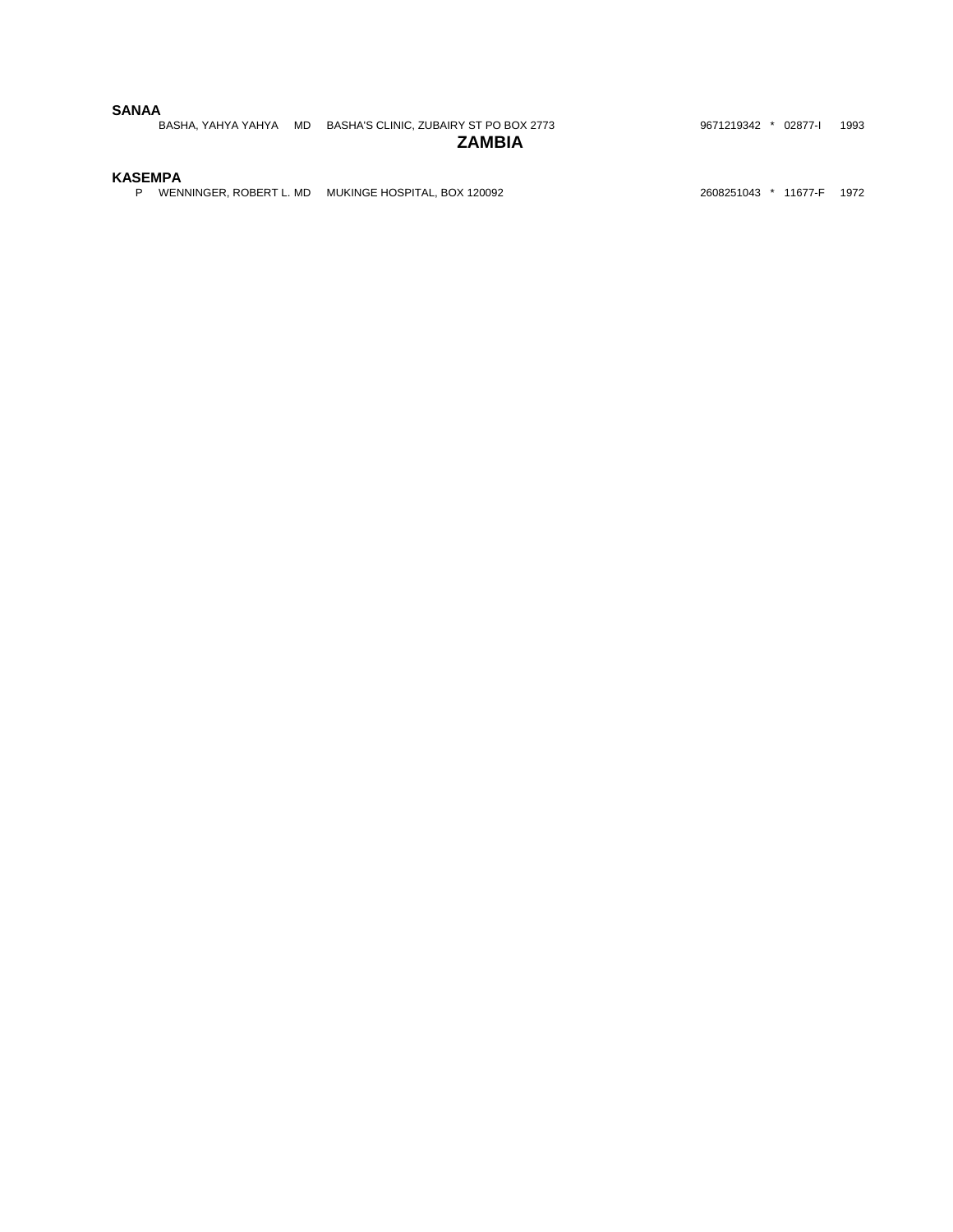**SANAA**

| | | | | | | | |
|---|---|---|---|---|---|---|---|
| | BASHA, YAHYA YAHYA | MD | BASHA'S CLINIC, ZUBAIRY ST PO BOX 2773 | 9671219342 | * | 02877-I | 1993 |

## ZAMBIA

**KASEMPA**

| | | | | | | | |
|---|---|---|---|---|---|---|---|
| P | WENNINGER, ROBERT L. | MD | MUKINGE HOSPITAL, BOX 120092 | 2608251043 | * | 11677-F | 1972 |